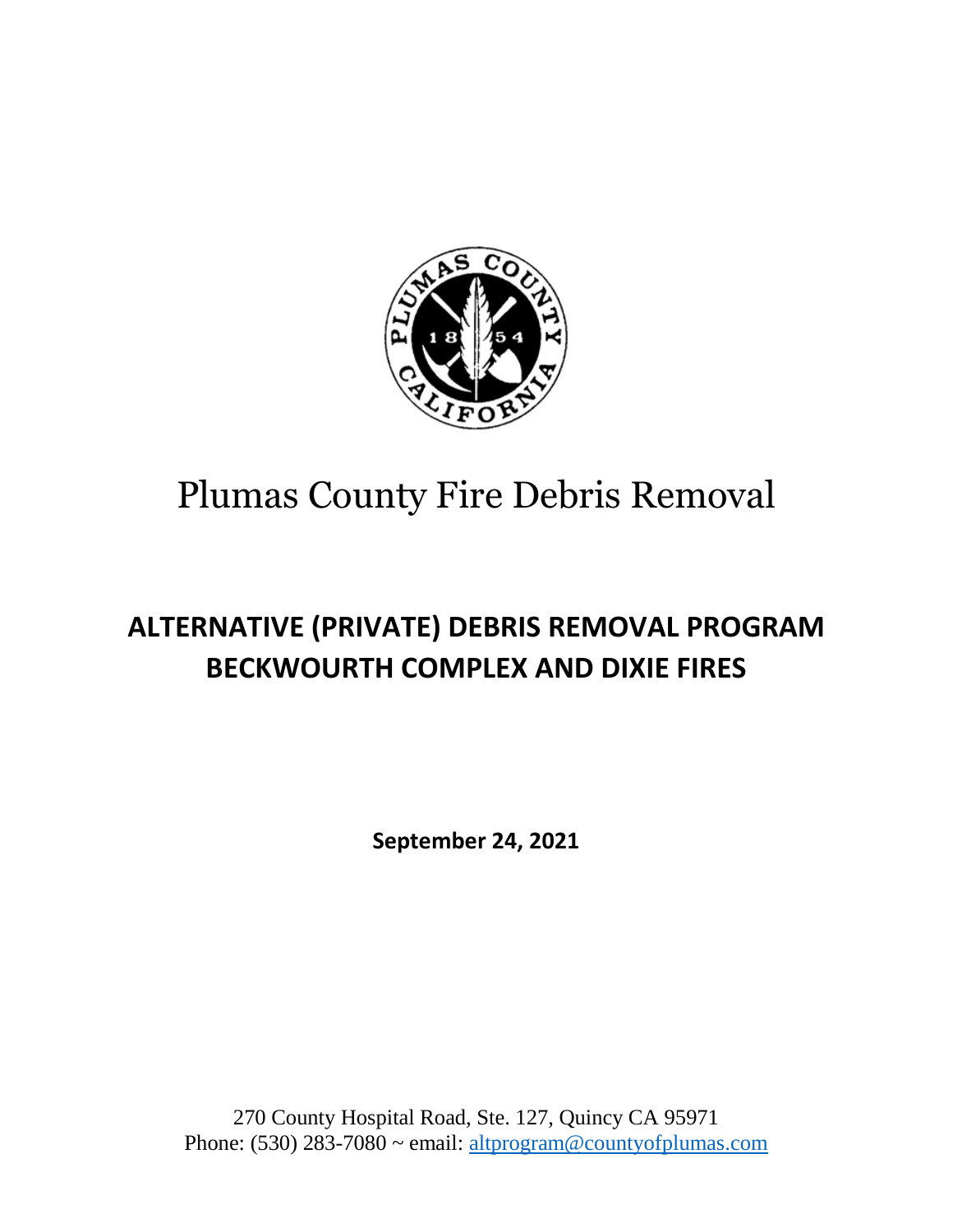# Plumas County Fire Debris Removal

## ALTERNATIVE (PRIVATE) DEBRIS REMOVAL PROGRAM
## BECKWOURTH COMPLEX AND DIXIE FIRES

**September 24, 2021**

270 County Hospital Road, Ste. 127, Quincy CA 95971
Phone: (530) 283-7080 ~ email: altprogram@countyofplumas.com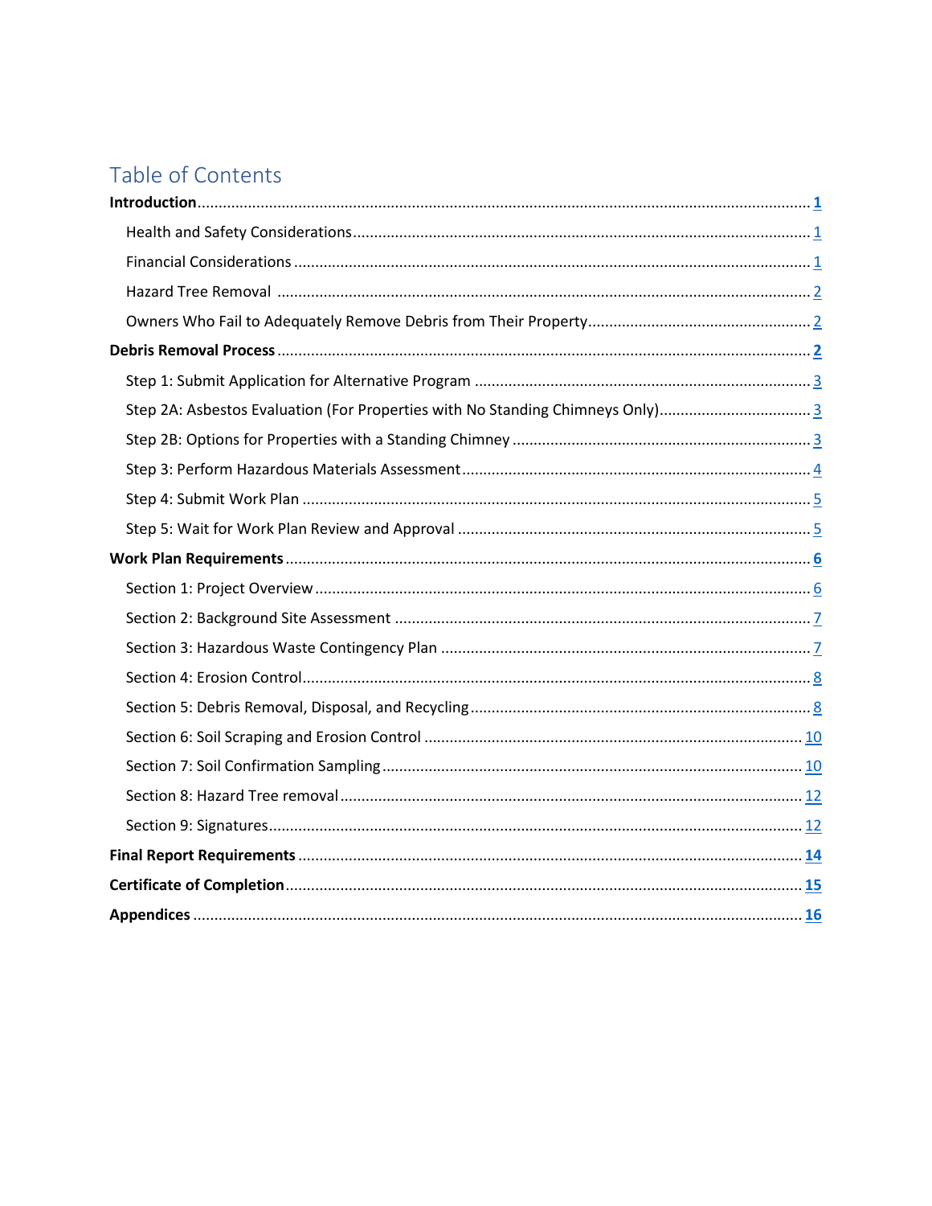# Table of Contents

**Introduction** ..... **1**

- Health and Safety Considerations ..... 1
- Financial Considerations ..... 1
- Hazard Tree Removal ..... 2
- Owners Who Fail to Adequately Remove Debris from Their Property ..... 2

**Debris Removal Process** ..... **2**

- Step 1: Submit Application for Alternative Program ..... 3
- Step 2A: Asbestos Evaluation (For Properties with No Standing Chimneys Only) ..... 3
- Step 2B: Options for Properties with a Standing Chimney ..... 3
- Step 3: Perform Hazardous Materials Assessment ..... 4
- Step 4: Submit Work Plan ..... 5
- Step 5: Wait for Work Plan Review and Approval ..... 5

**Work Plan Requirements** ..... **6**

- Section 1: Project Overview ..... 6
- Section 2: Background Site Assessment ..... 7
- Section 3: Hazardous Waste Contingency Plan ..... 7
- Section 4: Erosion Control ..... 8
- Section 5: Debris Removal, Disposal, and Recycling ..... 8
- Section 6: Soil Scraping and Erosion Control ..... 10
- Section 7: Soil Confirmation Sampling ..... 10
- Section 8: Hazard Tree removal ..... 12
- Section 9: Signatures ..... 12

**Final Report Requirements** ..... **14**

**Certificate of Completion** ..... **15**

**Appendices** ..... **16**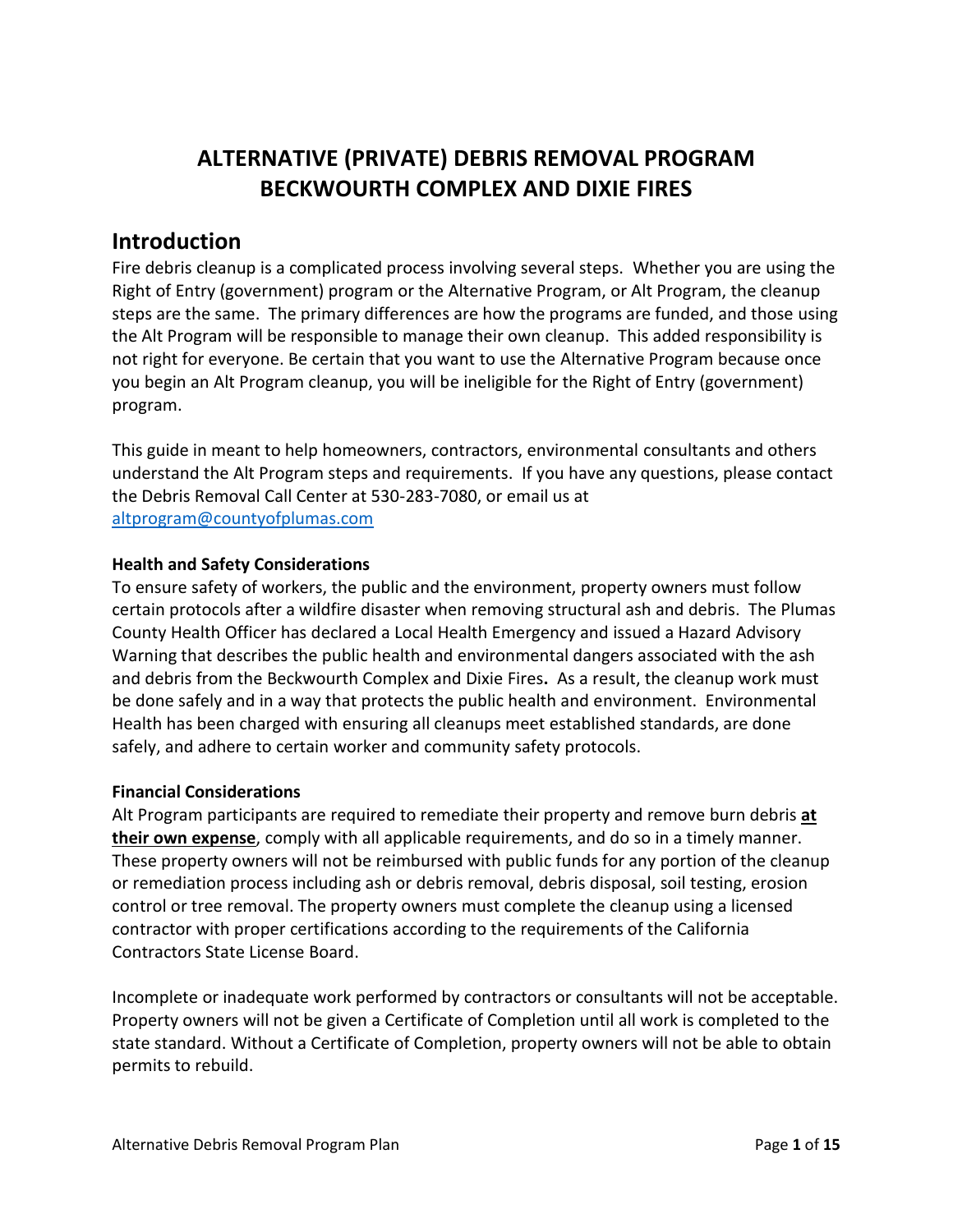# ALTERNATIVE (PRIVATE) DEBRIS REMOVAL PROGRAM BECKWOURTH COMPLEX AND DIXIE FIRES

## Introduction

Fire debris cleanup is a complicated process involving several steps. Whether you are using the Right of Entry (government) program or the Alternative Program, or Alt Program, the cleanup steps are the same. The primary differences are how the programs are funded, and those using the Alt Program will be responsible to manage their own cleanup. This added responsibility is not right for everyone. Be certain that you want to use the Alternative Program because once you begin an Alt Program cleanup, you will be ineligible for the Right of Entry (government) program.

This guide in meant to help homeowners, contractors, environmental consultants and others understand the Alt Program steps and requirements. If you have any questions, please contact the Debris Removal Call Center at 530-283-7080, or email us at [altprogram@countyofplumas.com](mailto:altprogram@countyofplumas.com)

**Health and Safety Considerations**

To ensure safety of workers, the public and the environment, property owners must follow certain protocols after a wildfire disaster when removing structural ash and debris. The Plumas County Health Officer has declared a Local Health Emergency and issued a Hazard Advisory Warning that describes the public health and environmental dangers associated with the ash and debris from the Beckwourth Complex and Dixie Fires**.** As a result, the cleanup work must be done safely and in a way that protects the public health and environment. Environmental Health has been charged with ensuring all cleanups meet established standards, are done safely, and adhere to certain worker and community safety protocols.

**Financial Considerations**

Alt Program participants are required to remediate their property and remove burn debris **at their own expense**, comply with all applicable requirements, and do so in a timely manner. These property owners will not be reimbursed with public funds for any portion of the cleanup or remediation process including ash or debris removal, debris disposal, soil testing, erosion control or tree removal. The property owners must complete the cleanup using a licensed contractor with proper certifications according to the requirements of the California Contractors State License Board.

Incomplete or inadequate work performed by contractors or consultants will not be acceptable. Property owners will not be given a Certificate of Completion until all work is completed to the state standard. Without a Certificate of Completion, property owners will not be able to obtain permits to rebuild.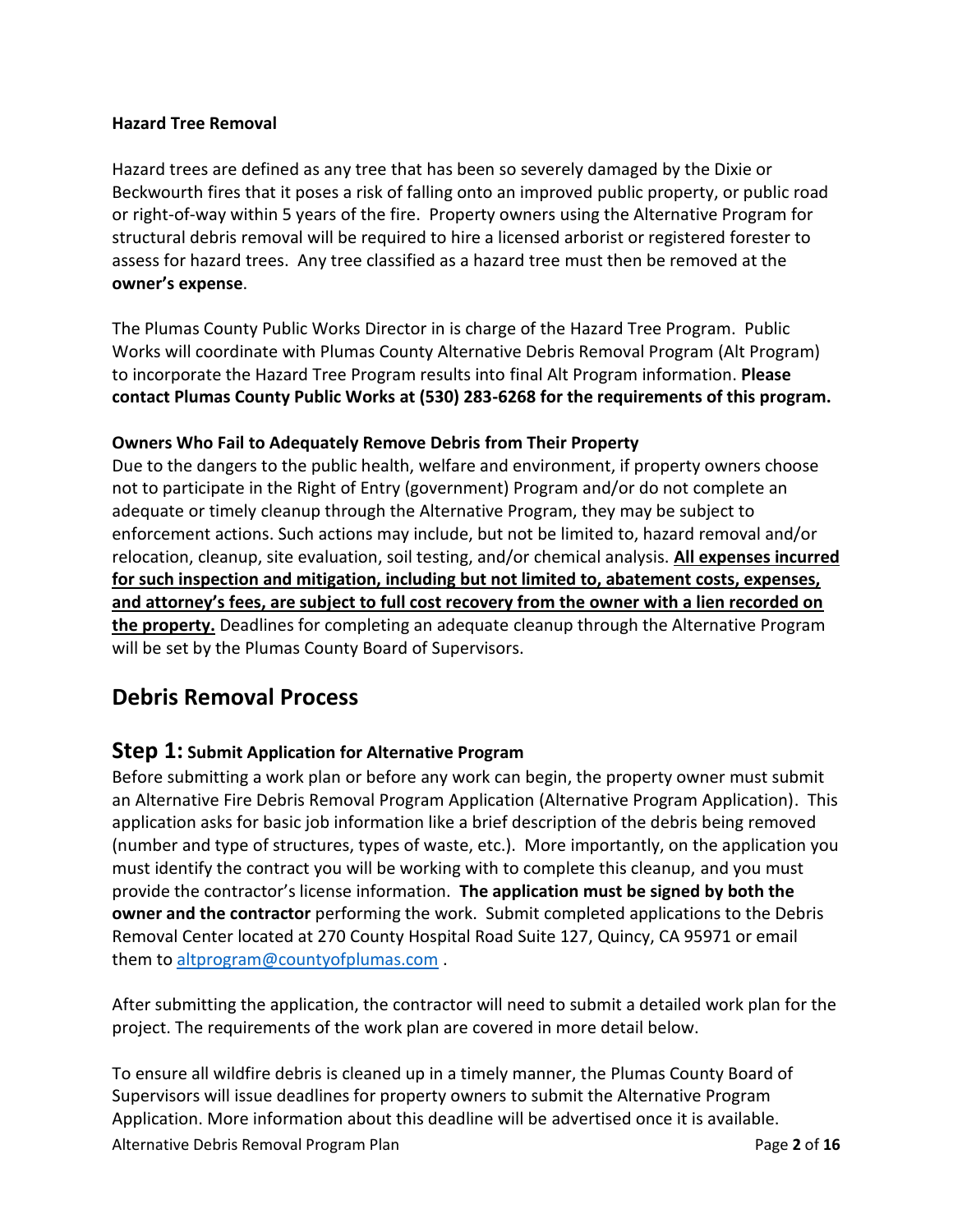**Hazard Tree Removal**

Hazard trees are defined as any tree that has been so severely damaged by the Dixie or Beckwourth fires that it poses a risk of falling onto an improved public property, or public road or right-of-way within 5 years of the fire. Property owners using the Alternative Program for structural debris removal will be required to hire a licensed arborist or registered forester to assess for hazard trees. Any tree classified as a hazard tree must then be removed at the **owner's expense**.

The Plumas County Public Works Director in is charge of the Hazard Tree Program. Public Works will coordinate with Plumas County Alternative Debris Removal Program (Alt Program) to incorporate the Hazard Tree Program results into final Alt Program information. **Please contact Plumas County Public Works at (530) 283-6268 for the requirements of this program.**

**Owners Who Fail to Adequately Remove Debris from Their Property**

Due to the dangers to the public health, welfare and environment, if property owners choose not to participate in the Right of Entry (government) Program and/or do not complete an adequate or timely cleanup through the Alternative Program, they may be subject to enforcement actions. Such actions may include, but not be limited to, hazard removal and/or relocation, cleanup, site evaluation, soil testing, and/or chemical analysis. **All expenses incurred for such inspection and mitigation, including but not limited to, abatement costs, expenses, and attorney's fees, are subject to full cost recovery from the owner with a lien recorded on the property.** Deadlines for completing an adequate cleanup through the Alternative Program will be set by the Plumas County Board of Supervisors.

## Debris Removal Process

### Step 1: Submit Application for Alternative Program

Before submitting a work plan or before any work can begin, the property owner must submit an Alternative Fire Debris Removal Program Application (Alternative Program Application). This application asks for basic job information like a brief description of the debris being removed (number and type of structures, types of waste, etc.). More importantly, on the application you must identify the contract you will be working with to complete this cleanup, and you must provide the contractor's license information. **The application must be signed by both the owner and the contractor** performing the work. Submit completed applications to the Debris Removal Center located at 270 County Hospital Road Suite 127, Quincy, CA 95971 or email them to altprogram@countyofplumas.com .

After submitting the application, the contractor will need to submit a detailed work plan for the project. The requirements of the work plan are covered in more detail below.

To ensure all wildfire debris is cleaned up in a timely manner, the Plumas County Board of Supervisors will issue deadlines for property owners to submit the Alternative Program Application. More information about this deadline will be advertised once it is available.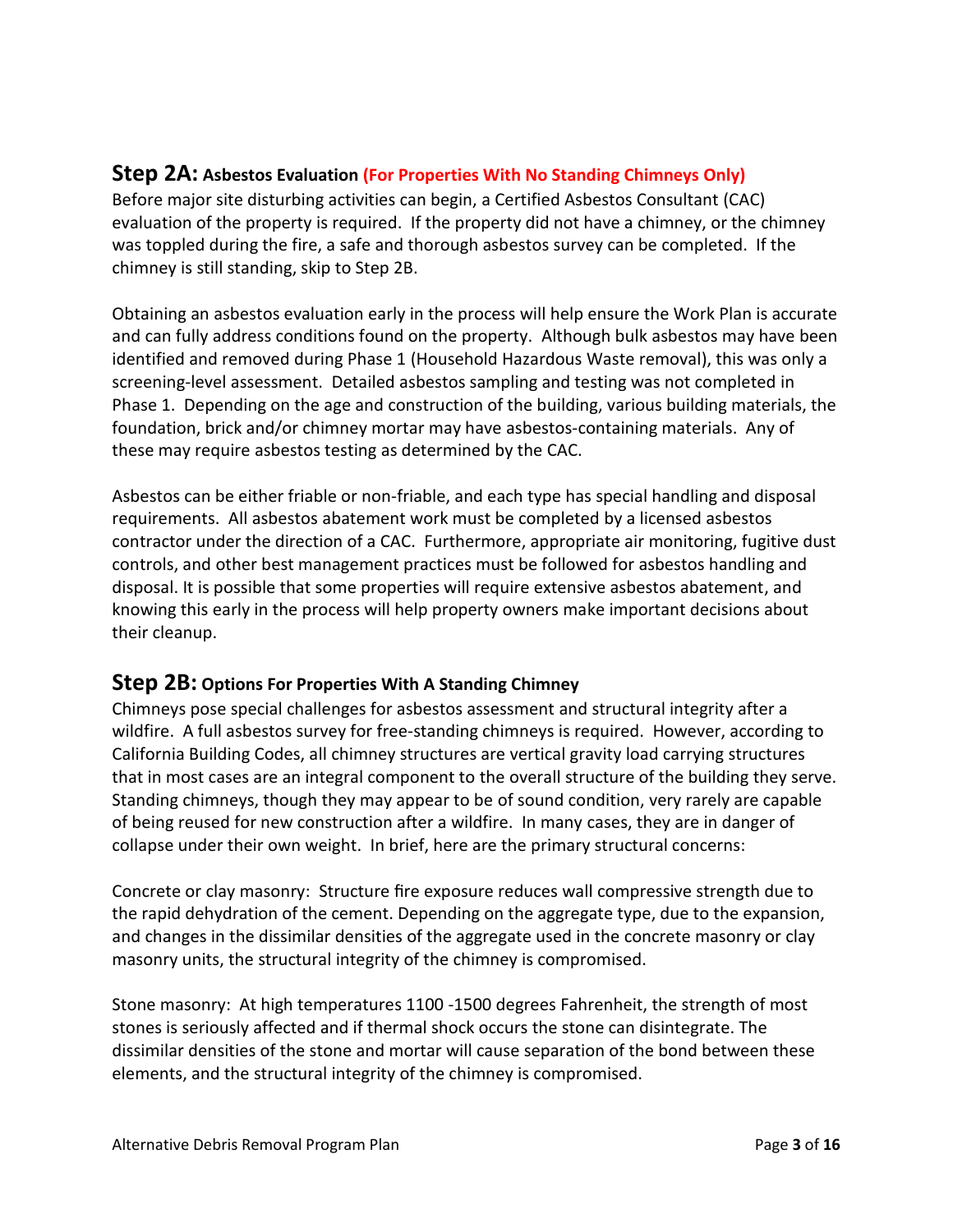## Step 2A: Asbestos Evaluation (For Properties With No Standing Chimneys Only)

Before major site disturbing activities can begin, a Certified Asbestos Consultant (CAC) evaluation of the property is required. If the property did not have a chimney, or the chimney was toppled during the fire, a safe and thorough asbestos survey can be completed. If the chimney is still standing, skip to Step 2B.

Obtaining an asbestos evaluation early in the process will help ensure the Work Plan is accurate and can fully address conditions found on the property. Although bulk asbestos may have been identified and removed during Phase 1 (Household Hazardous Waste removal), this was only a screening-level assessment. Detailed asbestos sampling and testing was not completed in Phase 1. Depending on the age and construction of the building, various building materials, the foundation, brick and/or chimney mortar may have asbestos-containing materials. Any of these may require asbestos testing as determined by the CAC.

Asbestos can be either friable or non-friable, and each type has special handling and disposal requirements. All asbestos abatement work must be completed by a licensed asbestos contractor under the direction of a CAC. Furthermore, appropriate air monitoring, fugitive dust controls, and other best management practices must be followed for asbestos handling and disposal. It is possible that some properties will require extensive asbestos abatement, and knowing this early in the process will help property owners make important decisions about their cleanup.

## Step 2B: Options For Properties With A Standing Chimney

Chimneys pose special challenges for asbestos assessment and structural integrity after a wildfire. A full asbestos survey for free-standing chimneys is required. However, according to California Building Codes, all chimney structures are vertical gravity load carrying structures that in most cases are an integral component to the overall structure of the building they serve. Standing chimneys, though they may appear to be of sound condition, very rarely are capable of being reused for new construction after a wildfire. In many cases, they are in danger of collapse under their own weight. In brief, here are the primary structural concerns:

Concrete or clay masonry: Structure fire exposure reduces wall compressive strength due to the rapid dehydration of the cement. Depending on the aggregate type, due to the expansion, and changes in the dissimilar densities of the aggregate used in the concrete masonry or clay masonry units, the structural integrity of the chimney is compromised.

Stone masonry: At high temperatures 1100 -1500 degrees Fahrenheit, the strength of most stones is seriously affected and if thermal shock occurs the stone can disintegrate. The dissimilar densities of the stone and mortar will cause separation of the bond between these elements, and the structural integrity of the chimney is compromised.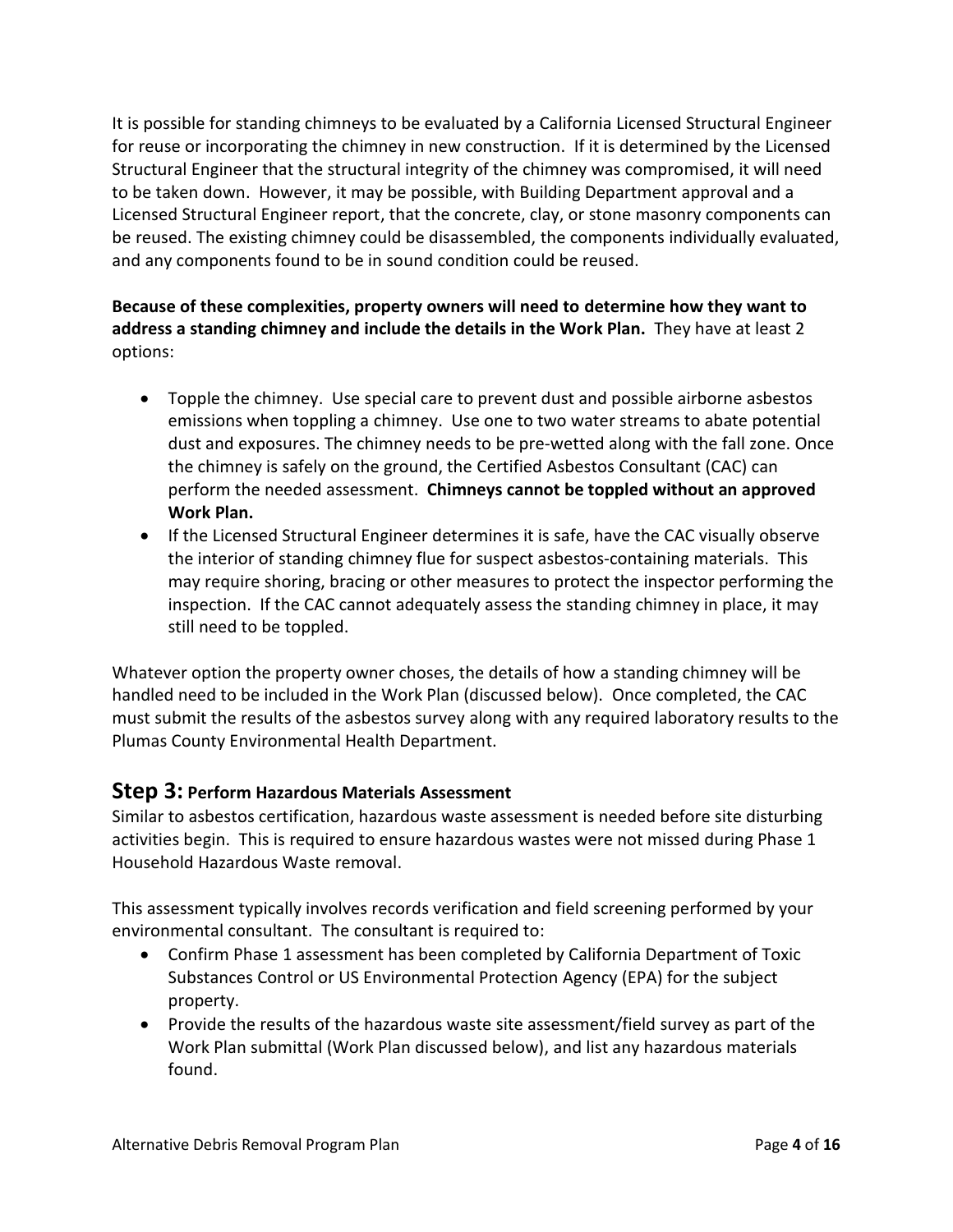It is possible for standing chimneys to be evaluated by a California Licensed Structural Engineer for reuse or incorporating the chimney in new construction. If it is determined by the Licensed Structural Engineer that the structural integrity of the chimney was compromised, it will need to be taken down. However, it may be possible, with Building Department approval and a Licensed Structural Engineer report, that the concrete, clay, or stone masonry components can be reused. The existing chimney could be disassembled, the components individually evaluated, and any components found to be in sound condition could be reused.

**Because of these complexities, property owners will need to determine how they want to address a standing chimney and include the details in the Work Plan.** They have at least 2 options:

- Topple the chimney. Use special care to prevent dust and possible airborne asbestos emissions when toppling a chimney. Use one to two water streams to abate potential dust and exposures. The chimney needs to be pre-wetted along with the fall zone. Once the chimney is safely on the ground, the Certified Asbestos Consultant (CAC) can perform the needed assessment. **Chimneys cannot be toppled without an approved Work Plan.**
- If the Licensed Structural Engineer determines it is safe, have the CAC visually observe the interior of standing chimney flue for suspect asbestos-containing materials. This may require shoring, bracing or other measures to protect the inspector performing the inspection. If the CAC cannot adequately assess the standing chimney in place, it may still need to be toppled.

Whatever option the property owner choses, the details of how a standing chimney will be handled need to be included in the Work Plan (discussed below). Once completed, the CAC must submit the results of the asbestos survey along with any required laboratory results to the Plumas County Environmental Health Department.

## Step 3: Perform Hazardous Materials Assessment

Similar to asbestos certification, hazardous waste assessment is needed before site disturbing activities begin. This is required to ensure hazardous wastes were not missed during Phase 1 Household Hazardous Waste removal.

This assessment typically involves records verification and field screening performed by your environmental consultant. The consultant is required to:

- Confirm Phase 1 assessment has been completed by California Department of Toxic Substances Control or US Environmental Protection Agency (EPA) for the subject property.
- Provide the results of the hazardous waste site assessment/field survey as part of the Work Plan submittal (Work Plan discussed below), and list any hazardous materials found.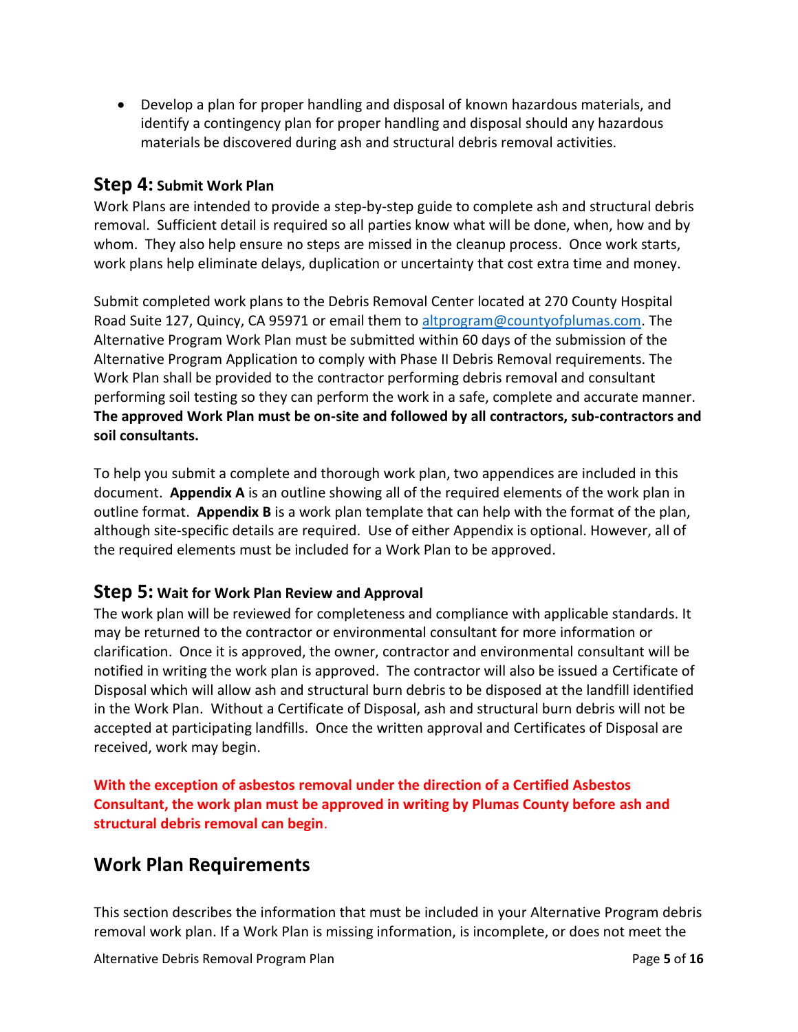- Develop a plan for proper handling and disposal of known hazardous materials, and identify a contingency plan for proper handling and disposal should any hazardous materials be discovered during ash and structural debris removal activities.

### Step 4: Submit Work Plan

Work Plans are intended to provide a step-by-step guide to complete ash and structural debris removal. Sufficient detail is required so all parties know what will be done, when, how and by whom. They also help ensure no steps are missed in the cleanup process. Once work starts, work plans help eliminate delays, duplication or uncertainty that cost extra time and money.

Submit completed work plans to the Debris Removal Center located at 270 County Hospital Road Suite 127, Quincy, CA 95971 or email them to altprogram@countyofplumas.com. The Alternative Program Work Plan must be submitted within 60 days of the submission of the Alternative Program Application to comply with Phase II Debris Removal requirements. The Work Plan shall be provided to the contractor performing debris removal and consultant performing soil testing so they can perform the work in a safe, complete and accurate manner. **The approved Work Plan must be on-site and followed by all contractors, sub-contractors and soil consultants.**

To help you submit a complete and thorough work plan, two appendices are included in this document. **Appendix A** is an outline showing all of the required elements of the work plan in outline format. **Appendix B** is a work plan template that can help with the format of the plan, although site-specific details are required. Use of either Appendix is optional. However, all of the required elements must be included for a Work Plan to be approved.

### Step 5: Wait for Work Plan Review and Approval

The work plan will be reviewed for completeness and compliance with applicable standards. It may be returned to the contractor or environmental consultant for more information or clarification. Once it is approved, the owner, contractor and environmental consultant will be notified in writing the work plan is approved. The contractor will also be issued a Certificate of Disposal which will allow ash and structural burn debris to be disposed at the landfill identified in the Work Plan. Without a Certificate of Disposal, ash and structural burn debris will not be accepted at participating landfills. Once the written approval and Certificates of Disposal are received, work may begin.

**With the exception of asbestos removal under the direction of a Certified Asbestos Consultant, the work plan must be approved in writing by Plumas County before ash and structural debris removal can begin.**

## Work Plan Requirements

This section describes the information that must be included in your Alternative Program debris removal work plan. If a Work Plan is missing information, is incomplete, or does not meet the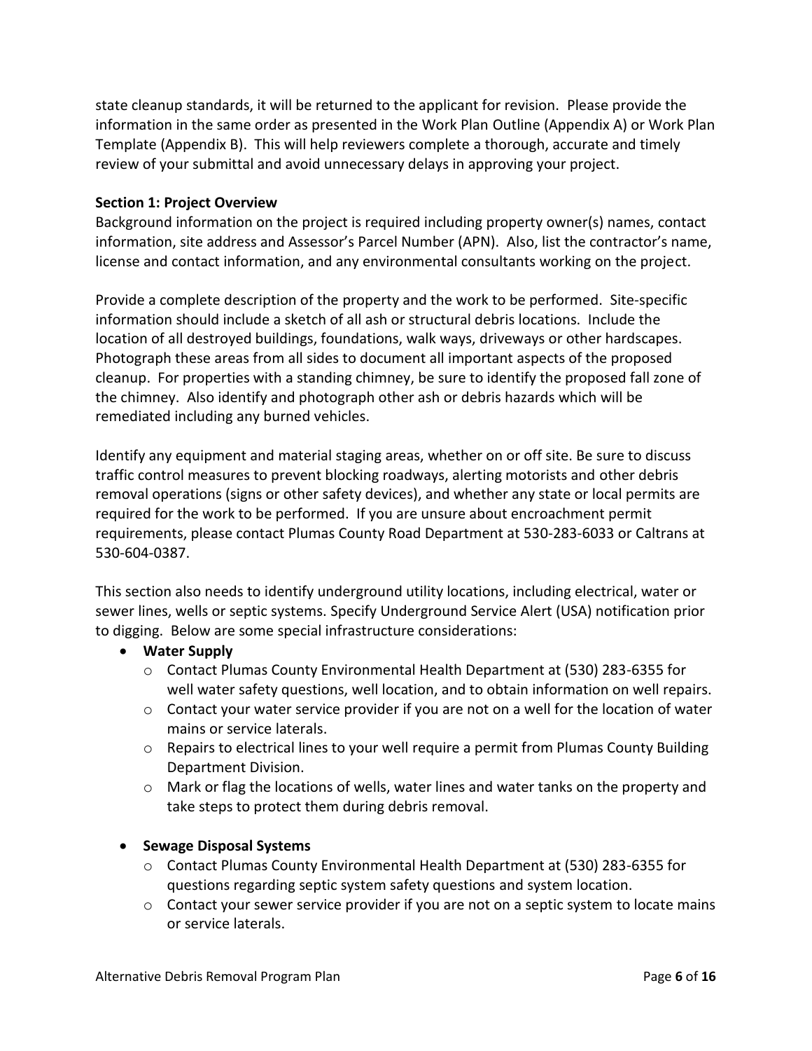state cleanup standards, it will be returned to the applicant for revision. Please provide the information in the same order as presented in the Work Plan Outline (Appendix A) or Work Plan Template (Appendix B). This will help reviewers complete a thorough, accurate and timely review of your submittal and avoid unnecessary delays in approving your project.

**Section 1: Project Overview**

Background information on the project is required including property owner(s) names, contact information, site address and Assessor's Parcel Number (APN). Also, list the contractor's name, license and contact information, and any environmental consultants working on the project.

Provide a complete description of the property and the work to be performed. Site-specific information should include a sketch of all ash or structural debris locations. Include the location of all destroyed buildings, foundations, walk ways, driveways or other hardscapes. Photograph these areas from all sides to document all important aspects of the proposed cleanup. For properties with a standing chimney, be sure to identify the proposed fall zone of the chimney. Also identify and photograph other ash or debris hazards which will be remediated including any burned vehicles.

Identify any equipment and material staging areas, whether on or off site. Be sure to discuss traffic control measures to prevent blocking roadways, alerting motorists and other debris removal operations (signs or other safety devices), and whether any state or local permits are required for the work to be performed. If you are unsure about encroachment permit requirements, please contact Plumas County Road Department at 530-283-6033 or Caltrans at 530-604-0387.

This section also needs to identify underground utility locations, including electrical, water or sewer lines, wells or septic systems. Specify Underground Service Alert (USA) notification prior to digging. Below are some special infrastructure considerations:

- **Water Supply**
  - Contact Plumas County Environmental Health Department at (530) 283-6355 for well water safety questions, well location, and to obtain information on well repairs.
  - Contact your water service provider if you are not on a well for the location of water mains or service laterals.
  - Repairs to electrical lines to your well require a permit from Plumas County Building Department Division.
  - Mark or flag the locations of wells, water lines and water tanks on the property and take steps to protect them during debris removal.
- **Sewage Disposal Systems**
  - Contact Plumas County Environmental Health Department at (530) 283-6355 for questions regarding septic system safety questions and system location.
  - Contact your sewer service provider if you are not on a septic system to locate mains or service laterals.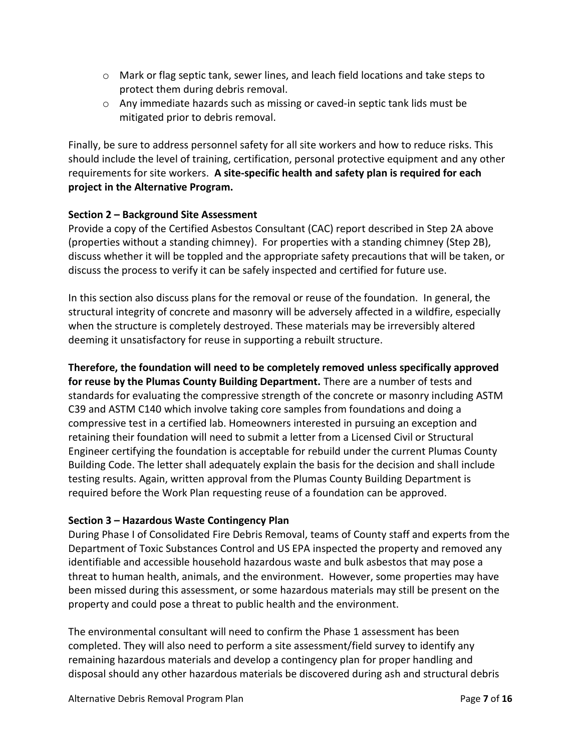- Mark or flag septic tank, sewer lines, and leach field locations and take steps to protect them during debris removal.
- Any immediate hazards such as missing or caved-in septic tank lids must be mitigated prior to debris removal.

Finally, be sure to address personnel safety for all site workers and how to reduce risks. This should include the level of training, certification, personal protective equipment and any other requirements for site workers. **A site-specific health and safety plan is required for each project in the Alternative Program.**

**Section 2 – Background Site Assessment**

Provide a copy of the Certified Asbestos Consultant (CAC) report described in Step 2A above (properties without a standing chimney). For properties with a standing chimney (Step 2B), discuss whether it will be toppled and the appropriate safety precautions that will be taken, or discuss the process to verify it can be safely inspected and certified for future use.

In this section also discuss plans for the removal or reuse of the foundation. In general, the structural integrity of concrete and masonry will be adversely affected in a wildfire, especially when the structure is completely destroyed. These materials may be irreversibly altered deeming it unsatisfactory for reuse in supporting a rebuilt structure.

**Therefore, the foundation will need to be completely removed unless specifically approved for reuse by the Plumas County Building Department.** There are a number of tests and standards for evaluating the compressive strength of the concrete or masonry including ASTM C39 and ASTM C140 which involve taking core samples from foundations and doing a compressive test in a certified lab. Homeowners interested in pursuing an exception and retaining their foundation will need to submit a letter from a Licensed Civil or Structural Engineer certifying the foundation is acceptable for rebuild under the current Plumas County Building Code. The letter shall adequately explain the basis for the decision and shall include testing results. Again, written approval from the Plumas County Building Department is required before the Work Plan requesting reuse of a foundation can be approved.

**Section 3 – Hazardous Waste Contingency Plan**

During Phase I of Consolidated Fire Debris Removal, teams of County staff and experts from the Department of Toxic Substances Control and US EPA inspected the property and removed any identifiable and accessible household hazardous waste and bulk asbestos that may pose a threat to human health, animals, and the environment. However, some properties may have been missed during this assessment, or some hazardous materials may still be present on the property and could pose a threat to public health and the environment.

The environmental consultant will need to confirm the Phase 1 assessment has been completed. They will also need to perform a site assessment/field survey to identify any remaining hazardous materials and develop a contingency plan for proper handling and disposal should any other hazardous materials be discovered during ash and structural debris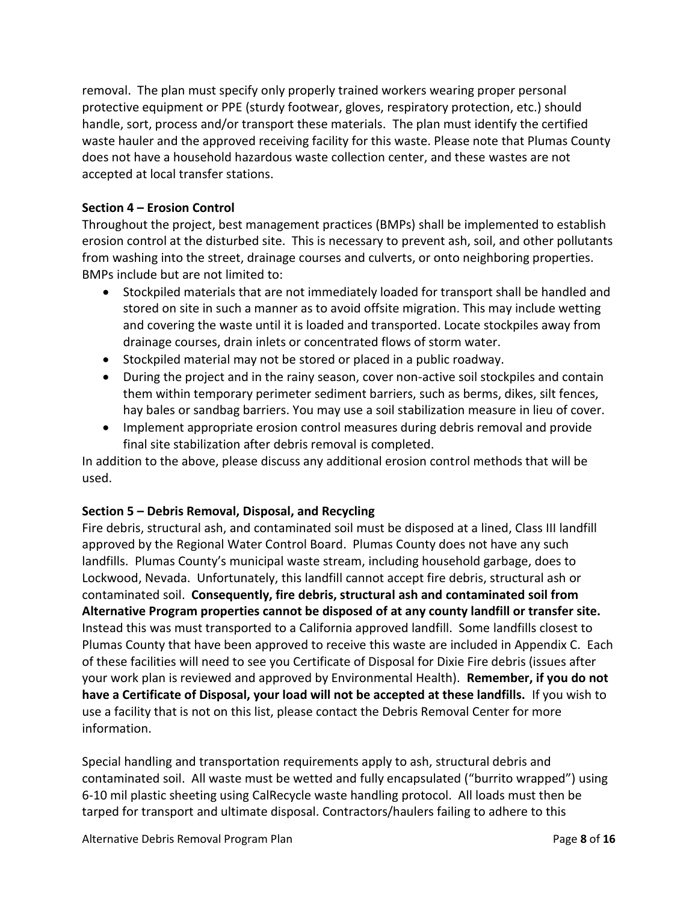removal. The plan must specify only properly trained workers wearing proper personal protective equipment or PPE (sturdy footwear, gloves, respiratory protection, etc.) should handle, sort, process and/or transport these materials. The plan must identify the certified waste hauler and the approved receiving facility for this waste. Please note that Plumas County does not have a household hazardous waste collection center, and these wastes are not accepted at local transfer stations.

### Section 4 – Erosion Control

Throughout the project, best management practices (BMPs) shall be implemented to establish erosion control at the disturbed site. This is necessary to prevent ash, soil, and other pollutants from washing into the street, drainage courses and culverts, or onto neighboring properties. BMPs include but are not limited to:

- Stockpiled materials that are not immediately loaded for transport shall be handled and stored on site in such a manner as to avoid offsite migration. This may include wetting and covering the waste until it is loaded and transported. Locate stockpiles away from drainage courses, drain inlets or concentrated flows of storm water.
- Stockpiled material may not be stored or placed in a public roadway.
- During the project and in the rainy season, cover non-active soil stockpiles and contain them within temporary perimeter sediment barriers, such as berms, dikes, silt fences, hay bales or sandbag barriers. You may use a soil stabilization measure in lieu of cover.
- Implement appropriate erosion control measures during debris removal and provide final site stabilization after debris removal is completed.

In addition to the above, please discuss any additional erosion control methods that will be used.

### Section 5 – Debris Removal, Disposal, and Recycling

Fire debris, structural ash, and contaminated soil must be disposed at a lined, Class III landfill approved by the Regional Water Control Board. Plumas County does not have any such landfills. Plumas County's municipal waste stream, including household garbage, does to Lockwood, Nevada. Unfortunately, this landfill cannot accept fire debris, structural ash or contaminated soil. **Consequently, fire debris, structural ash and contaminated soil from Alternative Program properties cannot be disposed of at any county landfill or transfer site.** Instead this was must transported to a California approved landfill. Some landfills closest to Plumas County that have been approved to receive this waste are included in Appendix C. Each of these facilities will need to see you Certificate of Disposal for Dixie Fire debris (issues after your work plan is reviewed and approved by Environmental Health). **Remember, if you do not have a Certificate of Disposal, your load will not be accepted at these landfills.** If you wish to use a facility that is not on this list, please contact the Debris Removal Center for more information.

Special handling and transportation requirements apply to ash, structural debris and contaminated soil. All waste must be wetted and fully encapsulated ("burrito wrapped") using 6-10 mil plastic sheeting using CalRecycle waste handling protocol. All loads must then be tarped for transport and ultimate disposal. Contractors/haulers failing to adhere to this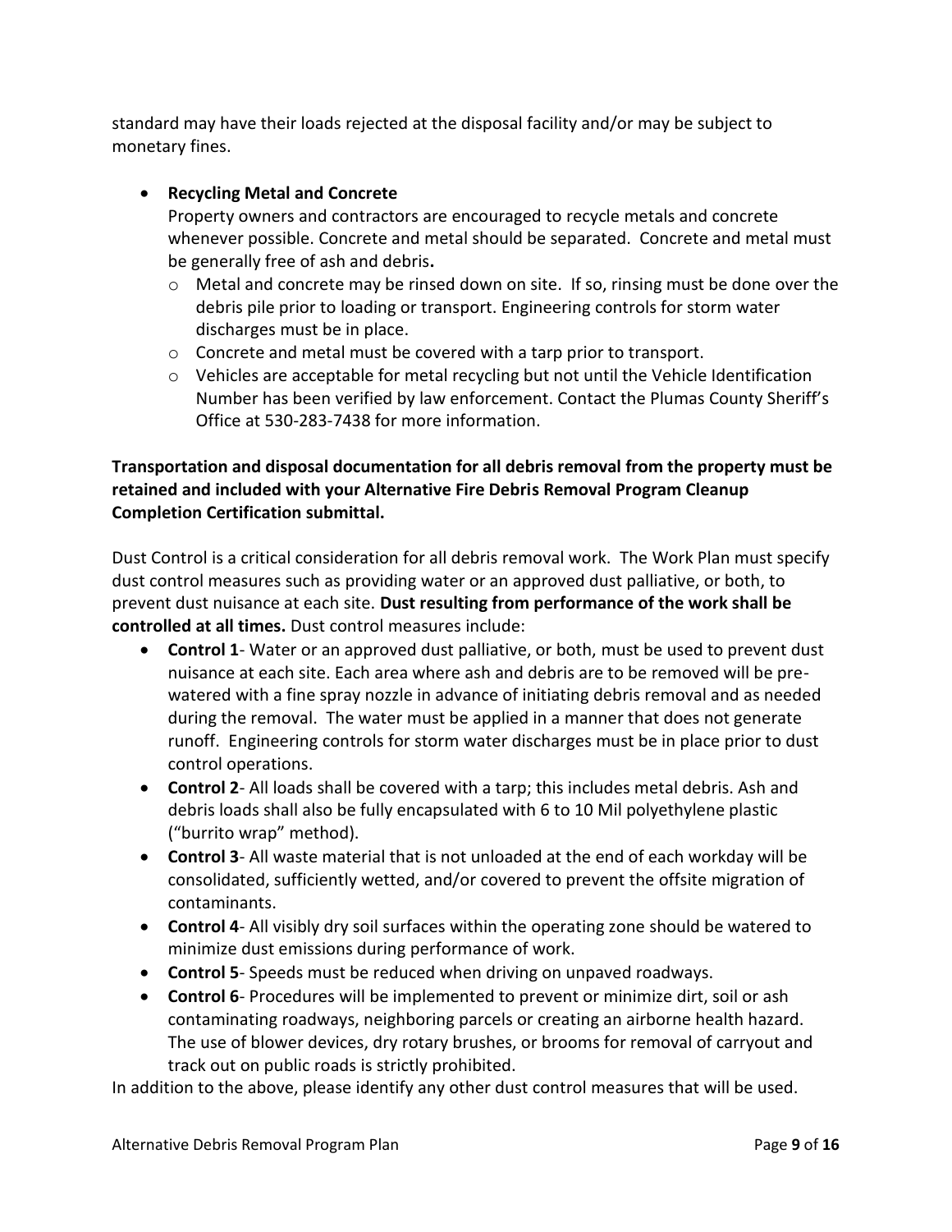standard may have their loads rejected at the disposal facility and/or may be subject to monetary fines.

- **Recycling Metal and Concrete**
  Property owners and contractors are encouraged to recycle metals and concrete whenever possible. Concrete and metal should be separated. Concrete and metal must be generally free of ash and debris**.**
  - Metal and concrete may be rinsed down on site. If so, rinsing must be done over the debris pile prior to loading or transport. Engineering controls for storm water discharges must be in place.
  - Concrete and metal must be covered with a tarp prior to transport.
  - Vehicles are acceptable for metal recycling but not until the Vehicle Identification Number has been verified by law enforcement. Contact the Plumas County Sheriff's Office at 530-283-7438 for more information.

**Transportation and disposal documentation for all debris removal from the property must be retained and included with your Alternative Fire Debris Removal Program Cleanup Completion Certification submittal.**

Dust Control is a critical consideration for all debris removal work. The Work Plan must specify dust control measures such as providing water or an approved dust palliative, or both, to prevent dust nuisance at each site. **Dust resulting from performance of the work shall be controlled at all times.** Dust control measures include:

- **Control 1**- Water or an approved dust palliative, or both, must be used to prevent dust nuisance at each site. Each area where ash and debris are to be removed will be pre-watered with a fine spray nozzle in advance of initiating debris removal and as needed during the removal. The water must be applied in a manner that does not generate runoff. Engineering controls for storm water discharges must be in place prior to dust control operations.
- **Control 2**- All loads shall be covered with a tarp; this includes metal debris. Ash and debris loads shall also be fully encapsulated with 6 to 10 Mil polyethylene plastic ("burrito wrap" method).
- **Control 3**- All waste material that is not unloaded at the end of each workday will be consolidated, sufficiently wetted, and/or covered to prevent the offsite migration of contaminants.
- **Control 4**- All visibly dry soil surfaces within the operating zone should be watered to minimize dust emissions during performance of work.
- **Control 5**- Speeds must be reduced when driving on unpaved roadways.
- **Control 6**- Procedures will be implemented to prevent or minimize dirt, soil or ash contaminating roadways, neighboring parcels or creating an airborne health hazard. The use of blower devices, dry rotary brushes, or brooms for removal of carryout and track out on public roads is strictly prohibited.

In addition to the above, please identify any other dust control measures that will be used.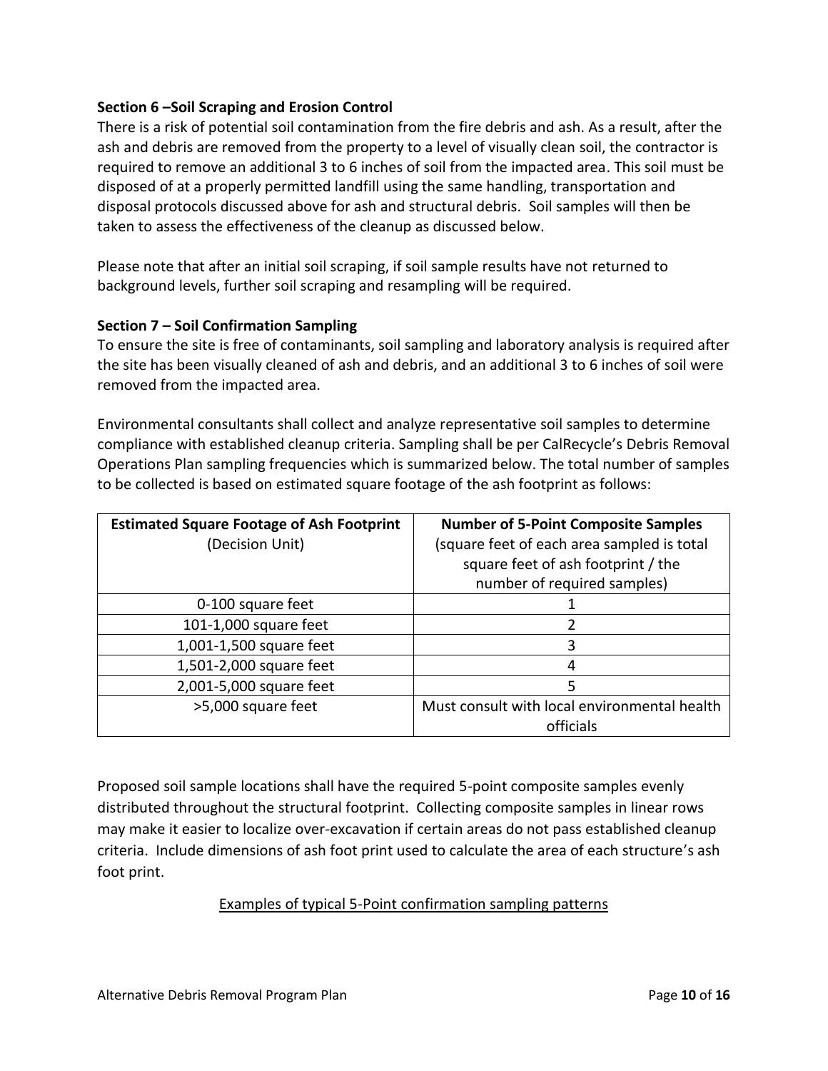### Section 6 –Soil Scraping and Erosion Control

There is a risk of potential soil contamination from the fire debris and ash. As a result, after the ash and debris are removed from the property to a level of visually clean soil, the contractor is required to remove an additional 3 to 6 inches of soil from the impacted area. This soil must be disposed of at a properly permitted landfill using the same handling, transportation and disposal protocols discussed above for ash and structural debris. Soil samples will then be taken to assess the effectiveness of the cleanup as discussed below.

Please note that after an initial soil scraping, if soil sample results have not returned to background levels, further soil scraping and resampling will be required.

### Section 7 – Soil Confirmation Sampling

To ensure the site is free of contaminants, soil sampling and laboratory analysis is required after the site has been visually cleaned of ash and debris, and an additional 3 to 6 inches of soil were removed from the impacted area.

Environmental consultants shall collect and analyze representative soil samples to determine compliance with established cleanup criteria. Sampling shall be per CalRecycle's Debris Removal Operations Plan sampling frequencies which is summarized below. The total number of samples to be collected is based on estimated square footage of the ash footprint as follows:

| **Estimated Square Footage of Ash Footprint** (Decision Unit) | **Number of 5-Point Composite Samples** (square feet of each area sampled is total square feet of ash footprint / the number of required samples) |
|---|---|
| 0-100 square feet | 1 |
| 101-1,000 square feet | 2 |
| 1,001-1,500 square feet | 3 |
| 1,501-2,000 square feet | 4 |
| 2,001-5,000 square feet | 5 |
| >5,000 square feet | Must consult with local environmental health officials |

Proposed soil sample locations shall have the required 5-point composite samples evenly distributed throughout the structural footprint. Collecting composite samples in linear rows may make it easier to localize over-excavation if certain areas do not pass established cleanup criteria. Include dimensions of ash foot print used to calculate the area of each structure's ash foot print.

<u>Examples of typical 5-Point confirmation sampling patterns</u>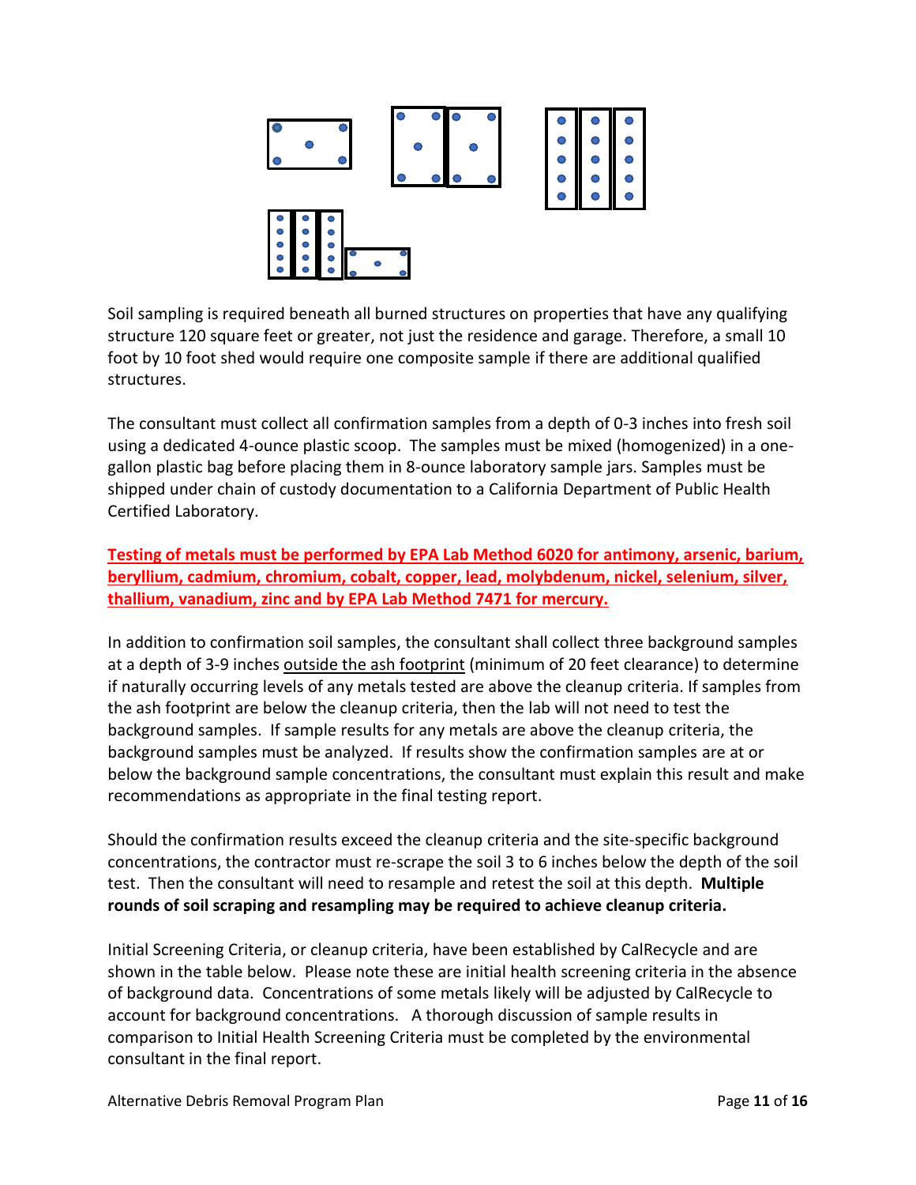Soil sampling is required beneath all burned structures on properties that have any qualifying structure 120 square feet or greater, not just the residence and garage. Therefore, a small 10 foot by 10 foot shed would require one composite sample if there are additional qualified structures.

The consultant must collect all confirmation samples from a depth of 0-3 inches into fresh soil using a dedicated 4-ounce plastic scoop. The samples must be mixed (homogenized) in a one-gallon plastic bag before placing them in 8-ounce laboratory sample jars. Samples must be shipped under chain of custody documentation to a California Department of Public Health Certified Laboratory.

**Testing of metals must be performed by EPA Lab Method 6020 for antimony, arsenic, barium, beryllium, cadmium, chromium, cobalt, copper, lead, molybdenum, nickel, selenium, silver, thallium, vanadium, zinc and by EPA Lab Method 7471 for mercury.**

In addition to confirmation soil samples, the consultant shall collect three background samples at a depth of 3-9 inches outside the ash footprint (minimum of 20 feet clearance) to determine if naturally occurring levels of any metals tested are above the cleanup criteria. If samples from the ash footprint are below the cleanup criteria, then the lab will not need to test the background samples. If sample results for any metals are above the cleanup criteria, the background samples must be analyzed. If results show the confirmation samples are at or below the background sample concentrations, the consultant must explain this result and make recommendations as appropriate in the final testing report.

Should the confirmation results exceed the cleanup criteria and the site-specific background concentrations, the contractor must re-scrape the soil 3 to 6 inches below the depth of the soil test. Then the consultant will need to resample and retest the soil at this depth. **Multiple rounds of soil scraping and resampling may be required to achieve cleanup criteria.**

Initial Screening Criteria, or cleanup criteria, have been established by CalRecycle and are shown in the table below. Please note these are initial health screening criteria in the absence of background data. Concentrations of some metals likely will be adjusted by CalRecycle to account for background concentrations. A thorough discussion of sample results in comparison to Initial Health Screening Criteria must be completed by the environmental consultant in the final report.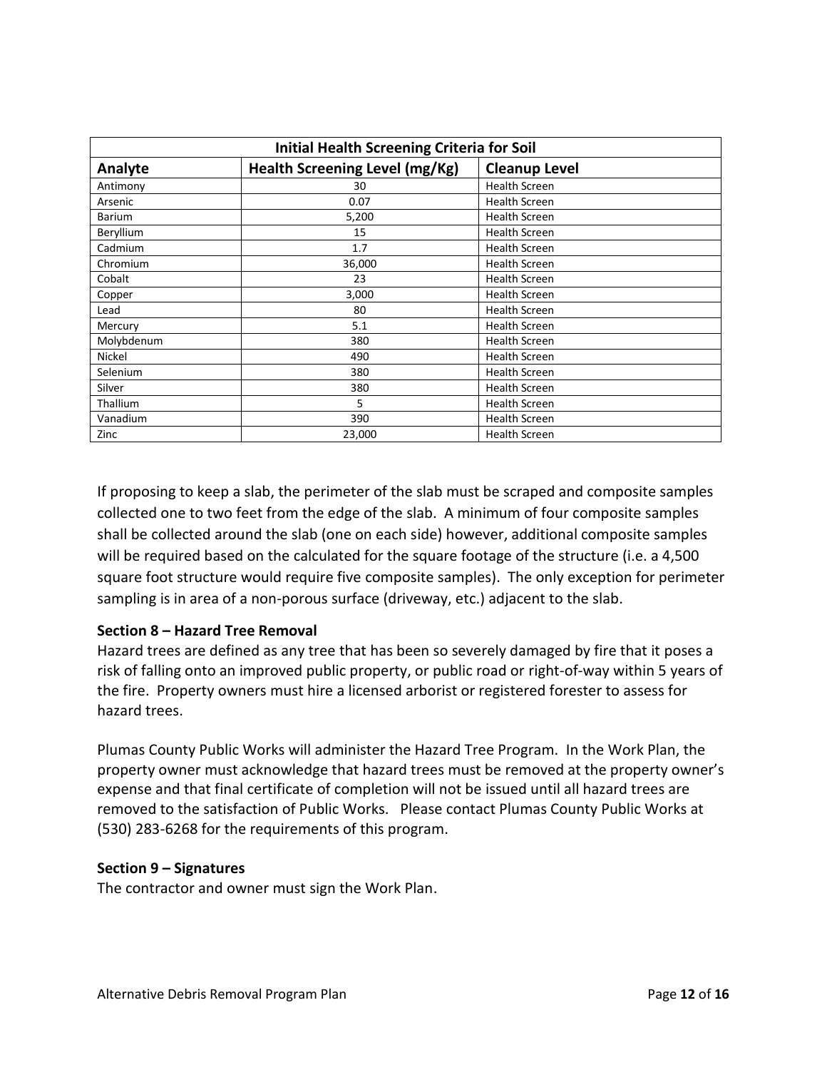| Initial Health Screening Criteria for Soil | | |
|---|---|---|
| **Analyte** | **Health Screening Level (mg/Kg)** | **Cleanup Level** |
| Antimony | 30 | Health Screen |
| Arsenic | 0.07 | Health Screen |
| Barium | 5,200 | Health Screen |
| Beryllium | 15 | Health Screen |
| Cadmium | 1.7 | Health Screen |
| Chromium | 36,000 | Health Screen |
| Cobalt | 23 | Health Screen |
| Copper | 3,000 | Health Screen |
| Lead | 80 | Health Screen |
| Mercury | 5.1 | Health Screen |
| Molybdenum | 380 | Health Screen |
| Nickel | 490 | Health Screen |
| Selenium | 380 | Health Screen |
| Silver | 380 | Health Screen |
| Thallium | 5 | Health Screen |
| Vanadium | 390 | Health Screen |
| Zinc | 23,000 | Health Screen |

If proposing to keep a slab, the perimeter of the slab must be scraped and composite samples collected one to two feet from the edge of the slab. A minimum of four composite samples shall be collected around the slab (one on each side) however, additional composite samples will be required based on the calculated for the square footage of the structure (i.e. a 4,500 square foot structure would require five composite samples). The only exception for perimeter sampling is in area of a non-porous surface (driveway, etc.) adjacent to the slab.

**Section 8 – Hazard Tree Removal**

Hazard trees are defined as any tree that has been so severely damaged by fire that it poses a risk of falling onto an improved public property, or public road or right-of-way within 5 years of the fire. Property owners must hire a licensed arborist or registered forester to assess for hazard trees.

Plumas County Public Works will administer the Hazard Tree Program. In the Work Plan, the property owner must acknowledge that hazard trees must be removed at the property owner's expense and that final certificate of completion will not be issued until all hazard trees are removed to the satisfaction of Public Works. Please contact Plumas County Public Works at (530) 283-6268 for the requirements of this program.

**Section 9 – Signatures**

The contractor and owner must sign the Work Plan.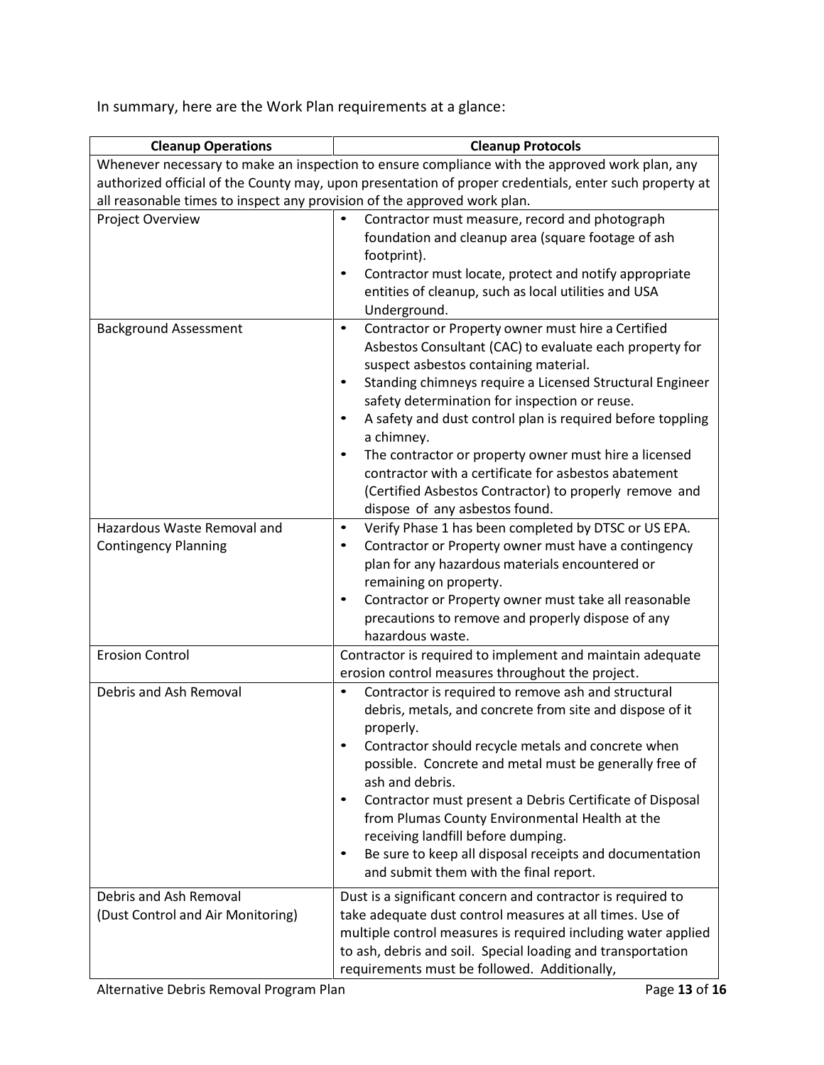In summary, here are the Work Plan requirements at a glance:

| Cleanup Operations | Cleanup Protocols |
|---|---|
| Whenever necessary to make an inspection to ensure compliance with the approved work plan, any authorized official of the County may, upon presentation of proper credentials, enter such property at all reasonable times to inspect any provision of the approved work plan. | |
| Project Overview | • Contractor must measure, record and photograph foundation and cleanup area (square footage of ash footprint).<br>• Contractor must locate, protect and notify appropriate entities of cleanup, such as local utilities and USA Underground. |
| Background Assessment | • Contractor or Property owner must hire a Certified Asbestos Consultant (CAC) to evaluate each property for suspect asbestos containing material.<br>• Standing chimneys require a Licensed Structural Engineer safety determination for inspection or reuse.<br>• A safety and dust control plan is required before toppling a chimney.<br>• The contractor or property owner must hire a licensed contractor with a certificate for asbestos abatement (Certified Asbestos Contractor) to properly remove and dispose of any asbestos found. |
| Hazardous Waste Removal and Contingency Planning | • Verify Phase 1 has been completed by DTSC or US EPA.<br>• Contractor or Property owner must have a contingency plan for any hazardous materials encountered or remaining on property.<br>• Contractor or Property owner must take all reasonable precautions to remove and properly dispose of any hazardous waste. |
| Erosion Control | Contractor is required to implement and maintain adequate erosion control measures throughout the project. |
| Debris and Ash Removal | • Contractor is required to remove ash and structural debris, metals, and concrete from site and dispose of it properly.<br>• Contractor should recycle metals and concrete when possible. Concrete and metal must be generally free of ash and debris.<br>• Contractor must present a Debris Certificate of Disposal from Plumas County Environmental Health at the receiving landfill before dumping.<br>• Be sure to keep all disposal receipts and documentation and submit them with the final report. |
| Debris and Ash Removal (Dust Control and Air Monitoring) | Dust is a significant concern and contractor is required to take adequate dust control measures at all times. Use of multiple control measures is required including water applied to ash, debris and soil. Special loading and transportation requirements must be followed. Additionally, |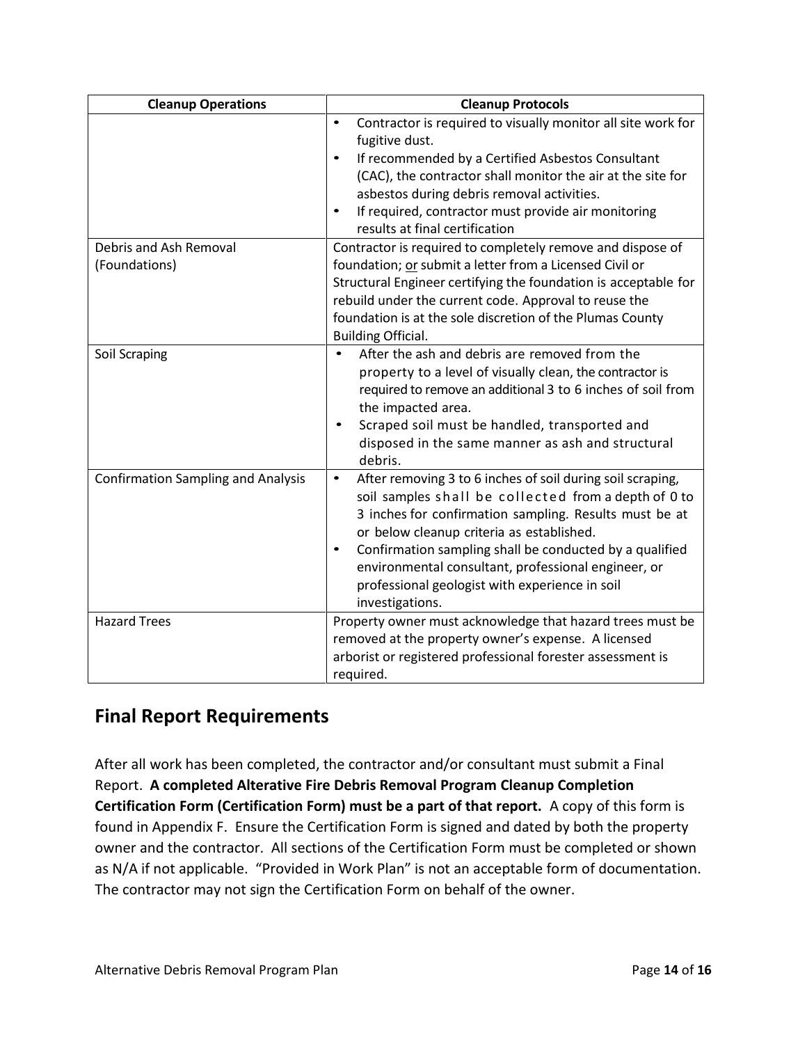| Cleanup Operations | Cleanup Protocols |
|---|---|
| | • Contractor is required to visually monitor all site work for fugitive dust.<br>• If recommended by a Certified Asbestos Consultant (CAC), the contractor shall monitor the air at the site for asbestos during debris removal activities.<br>• If required, contractor must provide air monitoring results at final certification |
| Debris and Ash Removal (Foundations) | Contractor is required to completely remove and dispose of foundation; <u>or</u> submit a letter from a Licensed Civil or Structural Engineer certifying the foundation is acceptable for rebuild under the current code. Approval to reuse the foundation is at the sole discretion of the Plumas County Building Official. |
| Soil Scraping | • After the ash and debris are removed from the property to a level of visually clean, the contractor is required to remove an additional 3 to 6 inches of soil from the impacted area.<br>• Scraped soil must be handled, transported and disposed in the same manner as ash and structural debris. |
| Confirmation Sampling and Analysis | • After removing 3 to 6 inches of soil during soil scraping, soil samples shall be collected from a depth of 0 to 3 inches for confirmation sampling. Results must be at or below cleanup criteria as established.<br>• Confirmation sampling shall be conducted by a qualified environmental consultant, professional engineer, or professional geologist with experience in soil investigations. |
| Hazard Trees | Property owner must acknowledge that hazard trees must be removed at the property owner's expense. A licensed arborist or registered professional forester assessment is required. |

## Final Report Requirements

After all work has been completed, the contractor and/or consultant must submit a Final Report. **A completed Alterative Fire Debris Removal Program Cleanup Completion Certification Form (Certification Form) must be a part of that report.** A copy of this form is found in Appendix F. Ensure the Certification Form is signed and dated by both the property owner and the contractor. All sections of the Certification Form must be completed or shown as N/A if not applicable. "Provided in Work Plan" is not an acceptable form of documentation. The contractor may not sign the Certification Form on behalf of the owner.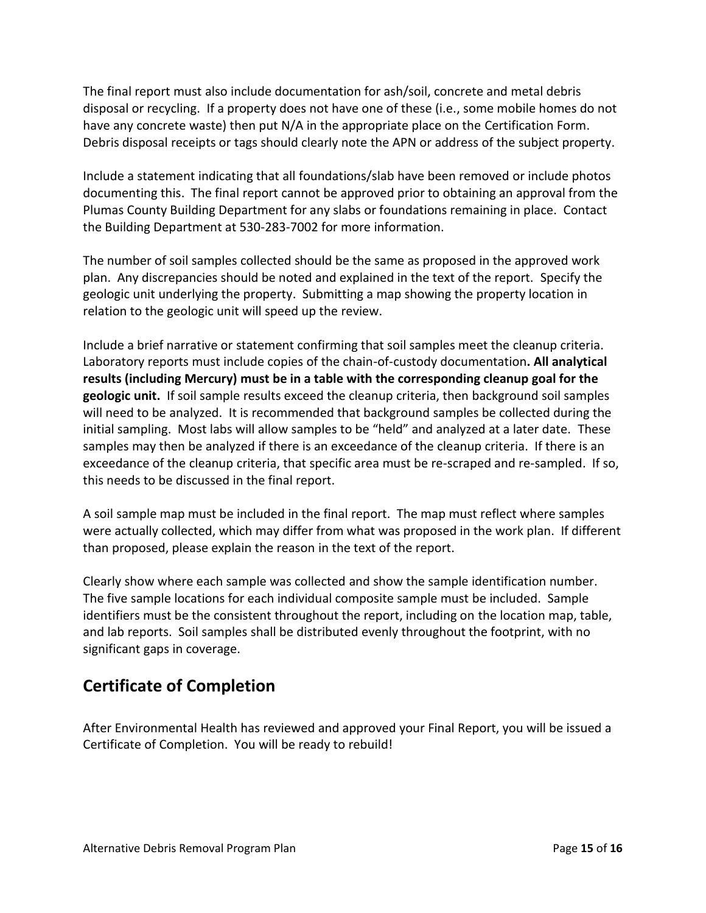The final report must also include documentation for ash/soil, concrete and metal debris disposal or recycling. If a property does not have one of these (i.e., some mobile homes do not have any concrete waste) then put N/A in the appropriate place on the Certification Form. Debris disposal receipts or tags should clearly note the APN or address of the subject property.

Include a statement indicating that all foundations/slab have been removed or include photos documenting this. The final report cannot be approved prior to obtaining an approval from the Plumas County Building Department for any slabs or foundations remaining in place. Contact the Building Department at 530-283-7002 for more information.

The number of soil samples collected should be the same as proposed in the approved work plan. Any discrepancies should be noted and explained in the text of the report. Specify the geologic unit underlying the property. Submitting a map showing the property location in relation to the geologic unit will speed up the review.

Include a brief narrative or statement confirming that soil samples meet the cleanup criteria. Laboratory reports must include copies of the chain-of-custody documentation**. All analytical results (including Mercury) must be in a table with the corresponding cleanup goal for the geologic unit.** If soil sample results exceed the cleanup criteria, then background soil samples will need to be analyzed. It is recommended that background samples be collected during the initial sampling. Most labs will allow samples to be "held" and analyzed at a later date. These samples may then be analyzed if there is an exceedance of the cleanup criteria. If there is an exceedance of the cleanup criteria, that specific area must be re-scraped and re-sampled. If so, this needs to be discussed in the final report.

A soil sample map must be included in the final report. The map must reflect where samples were actually collected, which may differ from what was proposed in the work plan. If different than proposed, please explain the reason in the text of the report.

Clearly show where each sample was collected and show the sample identification number. The five sample locations for each individual composite sample must be included. Sample identifiers must be the consistent throughout the report, including on the location map, table, and lab reports. Soil samples shall be distributed evenly throughout the footprint, with no significant gaps in coverage.

## Certificate of Completion

After Environmental Health has reviewed and approved your Final Report, you will be issued a Certificate of Completion. You will be ready to rebuild!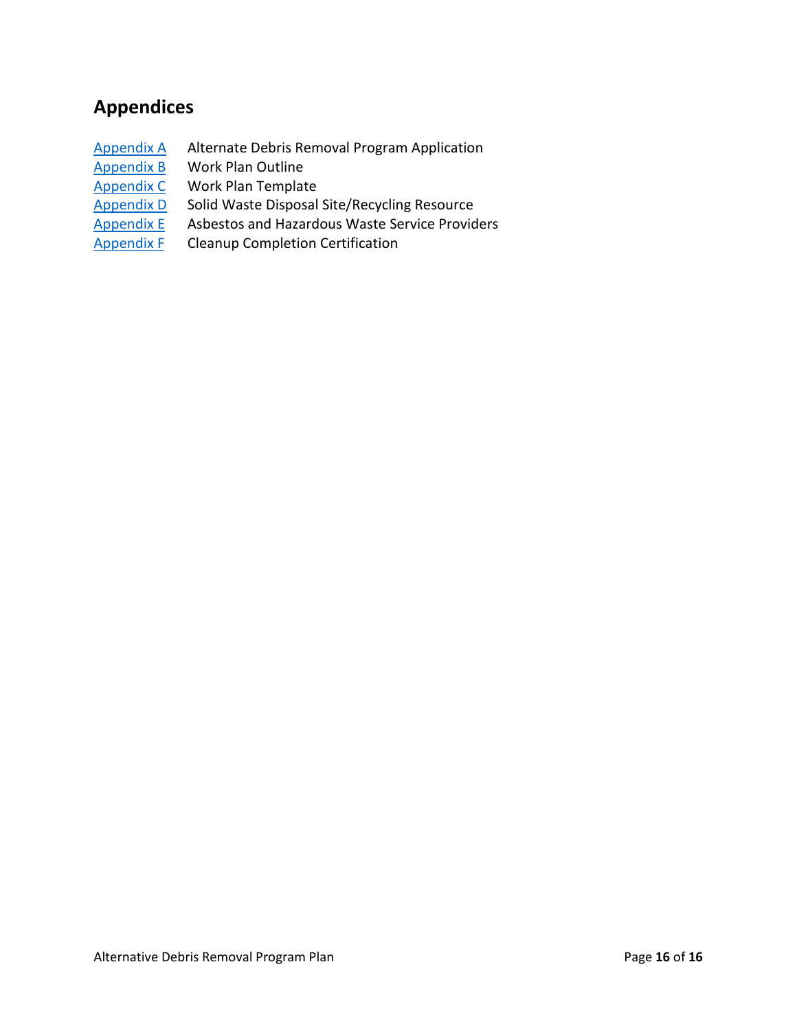## Appendices

| | |
|---|---|
| Appendix A | Alternate Debris Removal Program Application |
| Appendix B | Work Plan Outline |
| Appendix C | Work Plan Template |
| Appendix D | Solid Waste Disposal Site/Recycling Resource |
| Appendix E | Asbestos and Hazardous Waste Service Providers |
| Appendix F | Cleanup Completion Certification |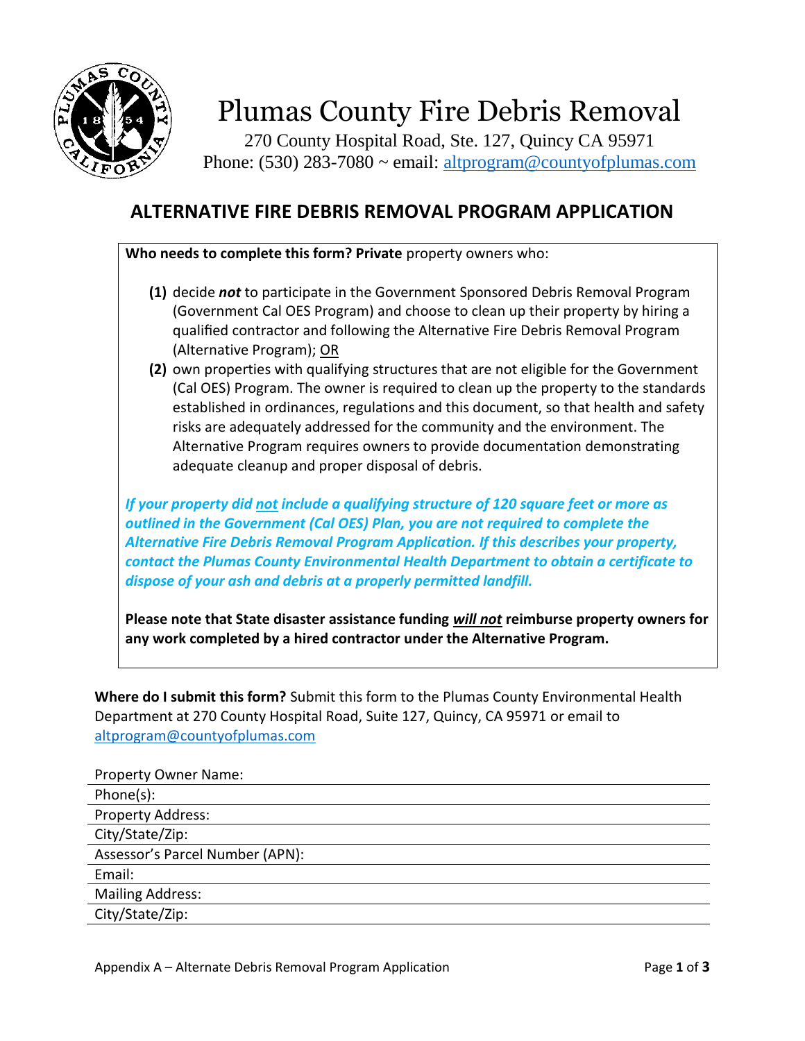# Plumas County Fire Debris Removal

270 County Hospital Road, Ste. 127, Quincy CA 95971
Phone: (530) 283-7080 ~ email: altprogram@countyofplumas.com

## ALTERNATIVE FIRE DEBRIS REMOVAL PROGRAM APPLICATION

**Who needs to complete this form? Private** property owners who:

**(1)** decide ***not*** to participate in the Government Sponsored Debris Removal Program (Government Cal OES Program) and choose to clean up their property by hiring a qualified contractor and following the Alternative Fire Debris Removal Program (Alternative Program); OR

**(2)** own properties with qualifying structures that are not eligible for the Government (Cal OES) Program. The owner is required to clean up the property to the standards established in ordinances, regulations and this document, so that health and safety risks are adequately addressed for the community and the environment. The Alternative Program requires owners to provide documentation demonstrating adequate cleanup and proper disposal of debris.

***If your property did not include a qualifying structure of 120 square feet or more as outlined in the Government (Cal OES) Plan, you are not required to complete the Alternative Fire Debris Removal Program Application. If this describes your property, contact the Plumas County Environmental Health Department to obtain a certificate to dispose of your ash and debris at a properly permitted landfill.***

**Please note that State disaster assistance funding *will not* reimburse property owners for any work completed by a hired contractor under the Alternative Program.**

**Where do I submit this form?** Submit this form to the Plumas County Environmental Health Department at 270 County Hospital Road, Suite 127, Quincy, CA 95971 or email to altprogram@countyofplumas.com

Property Owner Name: \_\_\_\_\_\_\_\_\_\_\_\_\_\_\_\_\_\_\_\_

Phone(s): \_\_\_\_\_\_\_\_\_\_\_\_\_\_\_\_\_\_\_\_

Property Address: \_\_\_\_\_\_\_\_\_\_\_\_\_\_\_\_\_\_\_\_

City/State/Zip: \_\_\_\_\_\_\_\_\_\_\_\_\_\_\_\_\_\_\_\_

Assessor's Parcel Number (APN): \_\_\_\_\_\_\_\_\_\_\_\_\_\_\_\_\_\_\_\_

Email: \_\_\_\_\_\_\_\_\_\_\_\_\_\_\_\_\_\_\_\_

Mailing Address: \_\_\_\_\_\_\_\_\_\_\_\_\_\_\_\_\_\_\_\_

City/State/Zip: \_\_\_\_\_\_\_\_\_\_\_\_\_\_\_\_\_\_\_\_

Appendix A – Alternate Debris Removal Program Application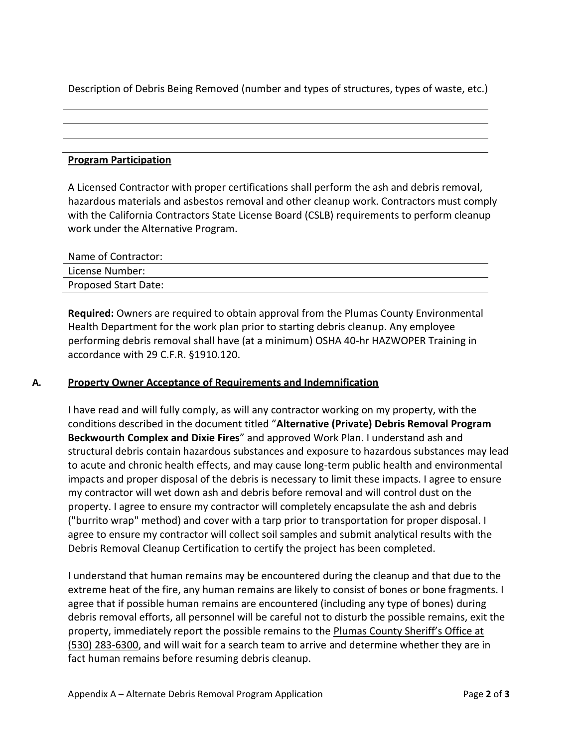Description of Debris Being Removed (number and types of structures, types of waste, etc.)

______________________________________________________________________

______________________________________________________________________

______________________________________________________________________

**Program Participation**

A Licensed Contractor with proper certifications shall perform the ash and debris removal, hazardous materials and asbestos removal and other cleanup work. Contractors must comply with the California Contractors State License Board (CSLB) requirements to perform cleanup work under the Alternative Program.

Name of Contractor: ______________________________________________

License Number: ______________________________________________

Proposed Start Date: ______________________________________________

**Required:** Owners are required to obtain approval from the Plumas County Environmental Health Department for the work plan prior to starting debris cleanup. Any employee performing debris removal shall have (at a minimum) OSHA 40-hr HAZWOPER Training in accordance with 29 C.F.R. §1910.120.

## A. Property Owner Acceptance of Requirements and Indemnification

I have read and will fully comply, as will any contractor working on my property, with the conditions described in the document titled "**Alternative (Private) Debris Removal Program Beckwourth Complex and Dixie Fires**" and approved Work Plan. I understand ash and structural debris contain hazardous substances and exposure to hazardous substances may lead to acute and chronic health effects, and may cause long-term public health and environmental impacts and proper disposal of the debris is necessary to limit these impacts. I agree to ensure my contractor will wet down ash and debris before removal and will control dust on the property. I agree to ensure my contractor will completely encapsulate the ash and debris ("burrito wrap" method) and cover with a tarp prior to transportation for proper disposal. I agree to ensure my contractor will collect soil samples and submit analytical results with the Debris Removal Cleanup Certification to certify the project has been completed.

I understand that human remains may be encountered during the cleanup and that due to the extreme heat of the fire, any human remains are likely to consist of bones or bone fragments. I agree that if possible human remains are encountered (including any type of bones) during debris removal efforts, all personnel will be careful not to disturb the possible remains, exit the property, immediately report the possible remains to the Plumas County Sheriff's Office at (530) 283-6300, and will wait for a search team to arrive and determine whether they are in fact human remains before resuming debris cleanup.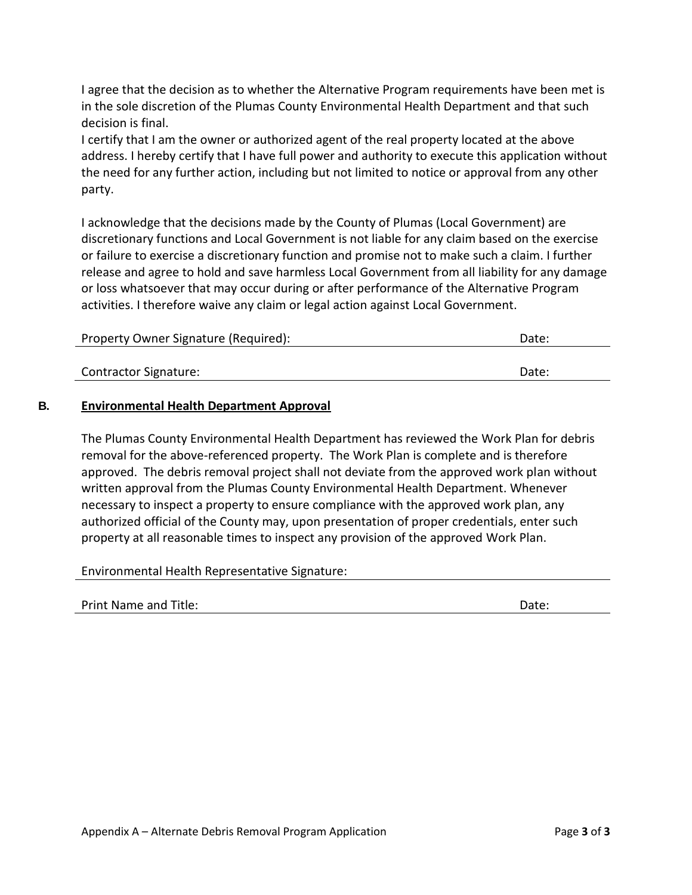I agree that the decision as to whether the Alternative Program requirements have been met is in the sole discretion of the Plumas County Environmental Health Department and that such decision is final.

I certify that I am the owner or authorized agent of the real property located at the above address. I hereby certify that I have full power and authority to execute this application without the need for any further action, including but not limited to notice or approval from any other party.

I acknowledge that the decisions made by the County of Plumas (Local Government) are discretionary functions and Local Government is not liable for any claim based on the exercise or failure to exercise a discretionary function and promise not to make such a claim. I further release and agree to hold and save harmless Local Government from all liability for any damage or loss whatsoever that may occur during or after performance of the Alternative Program activities. I therefore waive any claim or legal action against Local Government.

Property Owner Signature (Required): ______________________________ Date: __________

Contractor Signature: ______________________________ Date: __________

**B. <u>Environmental Health Department Approval</u>**

The Plumas County Environmental Health Department has reviewed the Work Plan for debris removal for the above-referenced property. The Work Plan is complete and is therefore approved. The debris removal project shall not deviate from the approved work plan without written approval from the Plumas County Environmental Health Department. Whenever necessary to inspect a property to ensure compliance with the approved work plan, any authorized official of the County may, upon presentation of proper credentials, enter such property at all reasonable times to inspect any provision of the approved Work Plan.

Environmental Health Representative Signature: ______________________________

Print Name and Title: ______________________________ Date: __________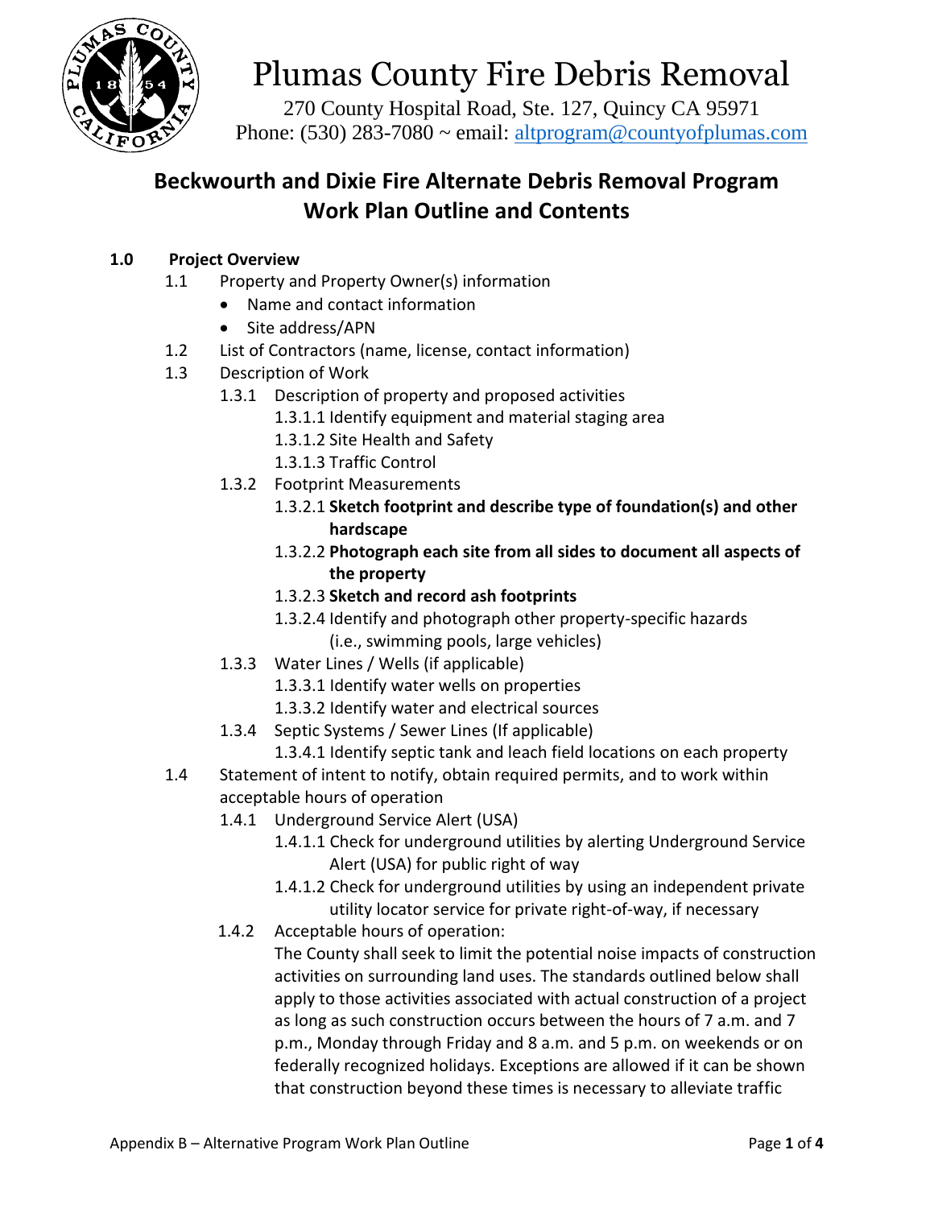# Plumas County Fire Debris Removal

270 County Hospital Road, Ste. 127, Quincy CA 95971
Phone: (530) 283-7080 ~ email: altprogram@countyofplumas.com

## Beckwourth and Dixie Fire Alternate Debris Removal Program Work Plan Outline and Contents

### 1.0 Project Overview

- 1.1 Property and Property Owner(s) information
  - Name and contact information
  - Site address/APN
- 1.2 List of Contractors (name, license, contact information)
- 1.3 Description of Work
  - 1.3.1 Description of property and proposed activities
    - 1.3.1.1 Identify equipment and material staging area
    - 1.3.1.2 Site Health and Safety
    - 1.3.1.3 Traffic Control
  - 1.3.2 Footprint Measurements
    - 1.3.2.1 **Sketch footprint and describe type of foundation(s) and other hardscape**
    - 1.3.2.2 **Photograph each site from all sides to document all aspects of the property**
    - 1.3.2.3 **Sketch and record ash footprints**
    - 1.3.2.4 Identify and photograph other property-specific hazards (i.e., swimming pools, large vehicles)
  - 1.3.3 Water Lines / Wells (if applicable)
    - 1.3.3.1 Identify water wells on properties
    - 1.3.3.2 Identify water and electrical sources
  - 1.3.4 Septic Systems / Sewer Lines (If applicable)
    - 1.3.4.1 Identify septic tank and leach field locations on each property
- 1.4 Statement of intent to notify, obtain required permits, and to work within acceptable hours of operation
  - 1.4.1 Underground Service Alert (USA)
    - 1.4.1.1 Check for underground utilities by alerting Underground Service Alert (USA) for public right of way
    - 1.4.1.2 Check for underground utilities by using an independent private utility locator service for private right-of-way, if necessary
  - 1.4.2 Acceptable hours of operation:

    The County shall seek to limit the potential noise impacts of construction activities on surrounding land uses. The standards outlined below shall apply to those activities associated with actual construction of a project as long as such construction occurs between the hours of 7 a.m. and 7 p.m., Monday through Friday and 8 a.m. and 5 p.m. on weekends or on federally recognized holidays. Exceptions are allowed if it can be shown that construction beyond these times is necessary to alleviate traffic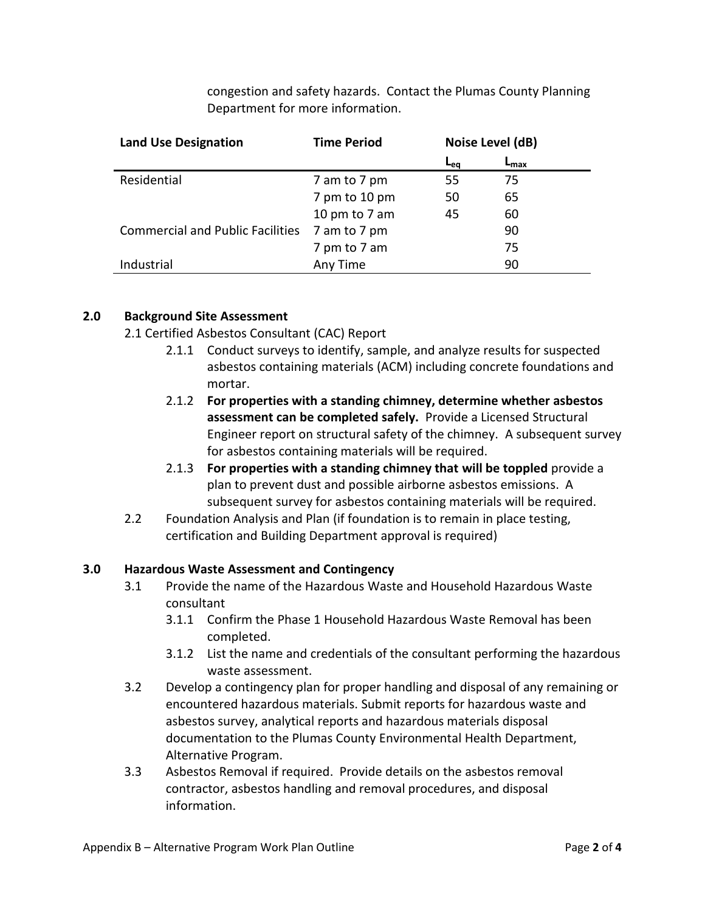congestion and safety hazards. Contact the Plumas County Planning Department for more information.

| Land Use Designation | Time Period | Noise Level (dB) | |
|---|---|---|---|
| | | $L_{eq}$ | $L_{max}$ |
| Residential | 7 am to 7 pm | 55 | 75 |
| | 7 pm to 10 pm | 50 | 65 |
| | 10 pm to 7 am | 45 | 60 |
| Commercial and Public Facilities | 7 am to 7 pm | | 90 |
| | 7 pm to 7 am | | 75 |
| Industrial | Any Time | | 90 |

## 2.0 Background Site Assessment

2.1 Certified Asbestos Consultant (CAC) Report

- 2.1.1 Conduct surveys to identify, sample, and analyze results for suspected asbestos containing materials (ACM) including concrete foundations and mortar.
- 2.1.2 **For properties with a standing chimney, determine whether asbestos assessment can be completed safely.** Provide a Licensed Structural Engineer report on structural safety of the chimney. A subsequent survey for asbestos containing materials will be required.
- 2.1.3 **For properties with a standing chimney that will be toppled** provide a plan to prevent dust and possible airborne asbestos emissions. A subsequent survey for asbestos containing materials will be required.

2.2 Foundation Analysis and Plan (if foundation is to remain in place testing, certification and Building Department approval is required)

## 3.0 Hazardous Waste Assessment and Contingency

3.1 Provide the name of the Hazardous Waste and Household Hazardous Waste consultant

- 3.1.1 Confirm the Phase 1 Household Hazardous Waste Removal has been completed.
- 3.1.2 List the name and credentials of the consultant performing the hazardous waste assessment.

3.2 Develop a contingency plan for proper handling and disposal of any remaining or encountered hazardous materials. Submit reports for hazardous waste and asbestos survey, analytical reports and hazardous materials disposal documentation to the Plumas County Environmental Health Department, Alternative Program.

3.3 Asbestos Removal if required. Provide details on the asbestos removal contractor, asbestos handling and removal procedures, and disposal information.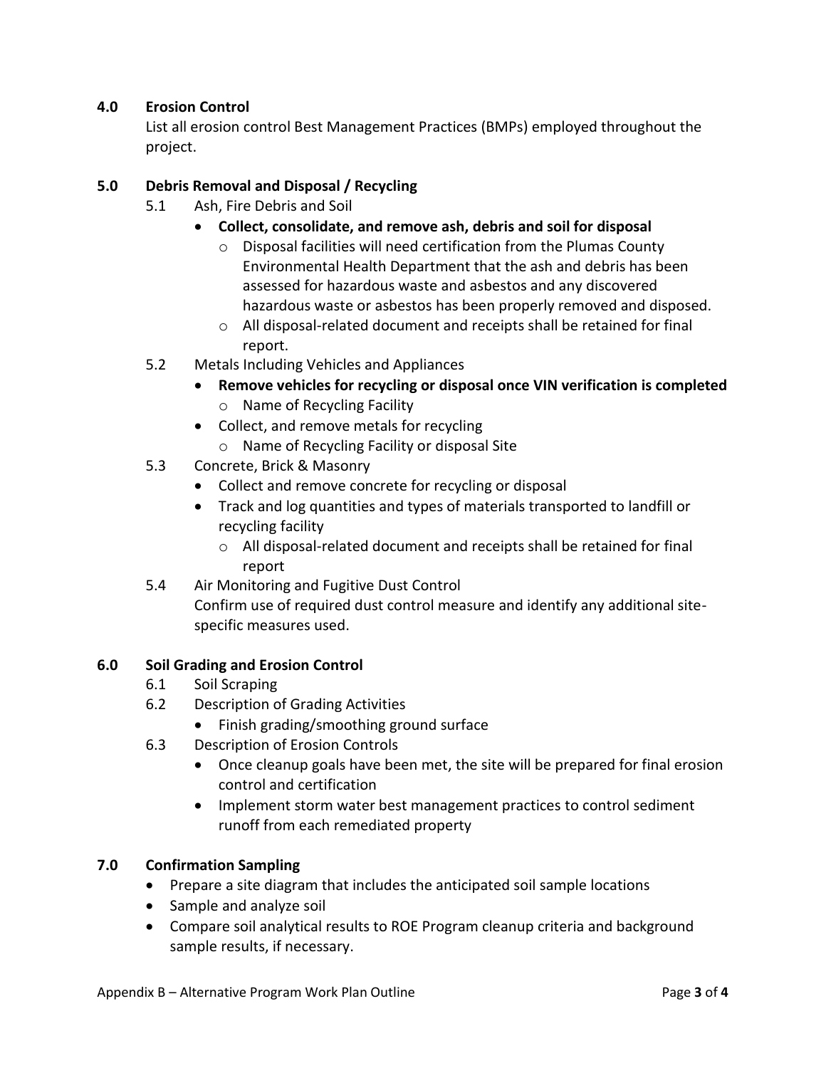## 4.0 Erosion Control

List all erosion control Best Management Practices (BMPs) employed throughout the project.

## 5.0 Debris Removal and Disposal / Recycling

5.1 Ash, Fire Debris and Soil

- **Collect, consolidate, and remove ash, debris and soil for disposal**
  - Disposal facilities will need certification from the Plumas County Environmental Health Department that the ash and debris has been assessed for hazardous waste and asbestos and any discovered hazardous waste or asbestos has been properly removed and disposed.
  - All disposal-related document and receipts shall be retained for final report.

5.2 Metals Including Vehicles and Appliances

- **Remove vehicles for recycling or disposal once VIN verification is completed**
  - Name of Recycling Facility
- Collect, and remove metals for recycling
  - Name of Recycling Facility or disposal Site

5.3 Concrete, Brick & Masonry

- Collect and remove concrete for recycling or disposal
- Track and log quantities and types of materials transported to landfill or recycling facility
  - All disposal-related document and receipts shall be retained for final report

5.4 Air Monitoring and Fugitive Dust Control

Confirm use of required dust control measure and identify any additional site-specific measures used.

## 6.0 Soil Grading and Erosion Control

6.1 Soil Scraping

6.2 Description of Grading Activities

- Finish grading/smoothing ground surface

6.3 Description of Erosion Controls

- Once cleanup goals have been met, the site will be prepared for final erosion control and certification
- Implement storm water best management practices to control sediment runoff from each remediated property

## 7.0 Confirmation Sampling

- Prepare a site diagram that includes the anticipated soil sample locations
- Sample and analyze soil
- Compare soil analytical results to ROE Program cleanup criteria and background sample results, if necessary.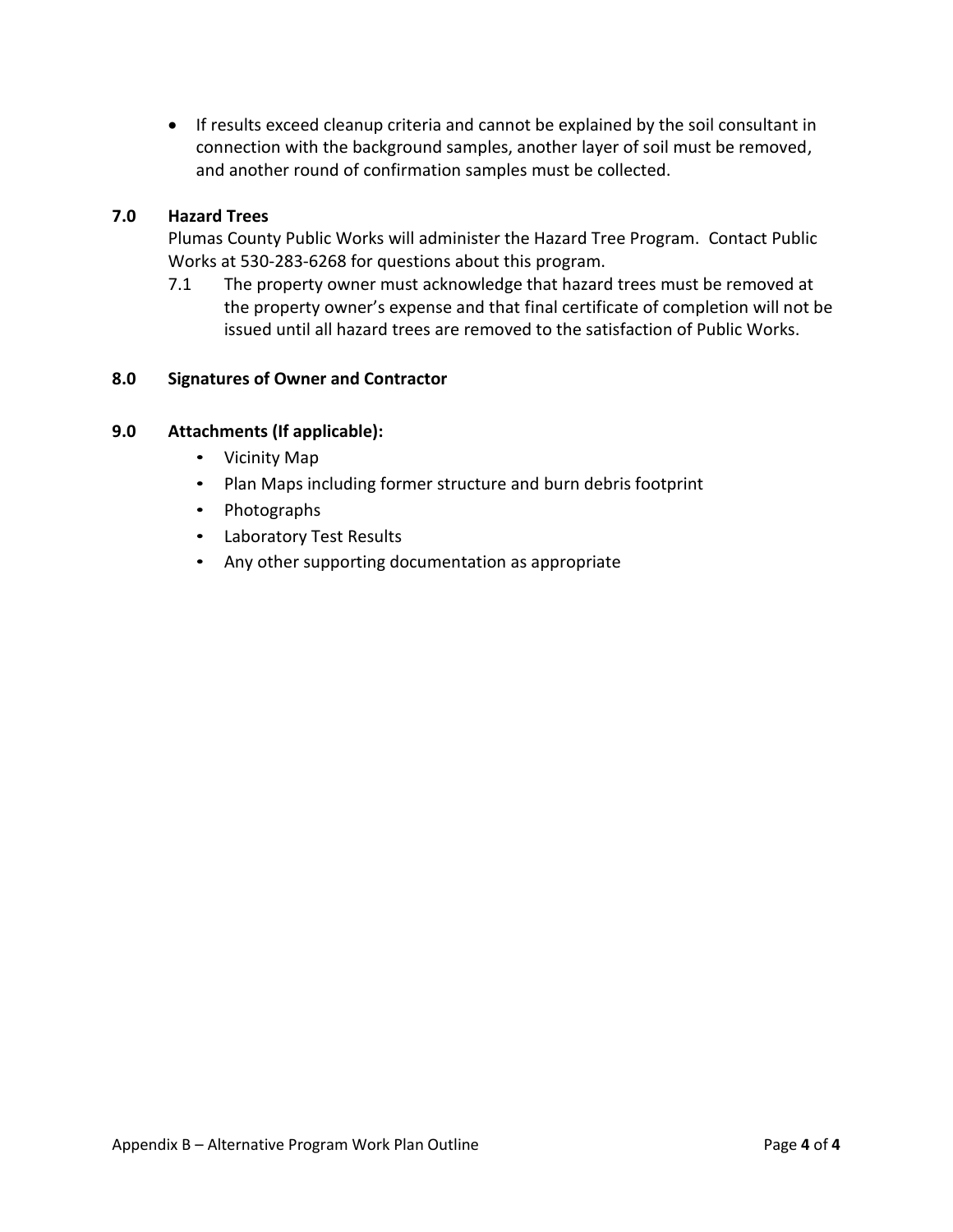- If results exceed cleanup criteria and cannot be explained by the soil consultant in connection with the background samples, another layer of soil must be removed, and another round of confirmation samples must be collected.

## 7.0 Hazard Trees

Plumas County Public Works will administer the Hazard Tree Program. Contact Public Works at 530-283-6268 for questions about this program.

7.1 The property owner must acknowledge that hazard trees must be removed at the property owner's expense and that final certificate of completion will not be issued until all hazard trees are removed to the satisfaction of Public Works.

## 8.0 Signatures of Owner and Contractor

## 9.0 Attachments (If applicable):

- Vicinity Map
- Plan Maps including former structure and burn debris footprint
- Photographs
- Laboratory Test Results
- Any other supporting documentation as appropriate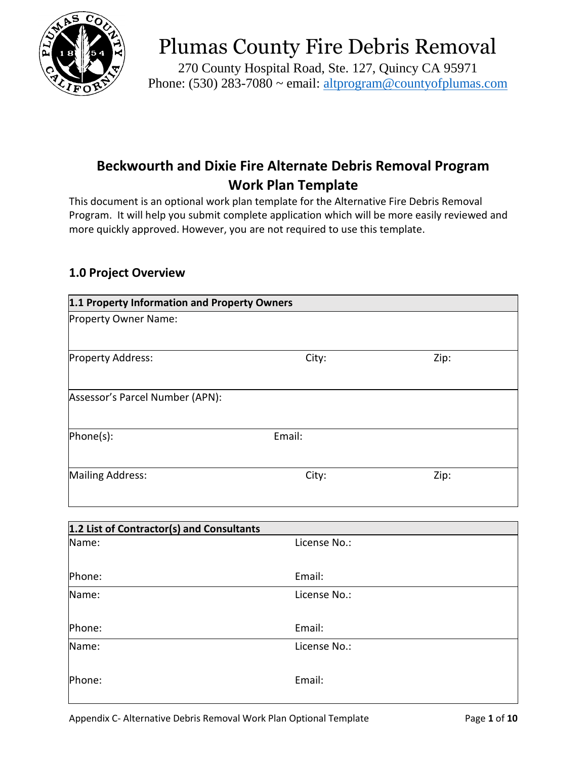# Plumas County Fire Debris Removal

270 County Hospital Road, Ste. 127, Quincy CA 95971
Phone: (530) 283-7080 ~ email: altprogram@countyofplumas.com

## Beckwourth and Dixie Fire Alternate Debris Removal Program Work Plan Template

This document is an optional work plan template for the Alternative Fire Debris Removal Program. It will help you submit complete application which will be more easily reviewed and more quickly approved. However, you are not required to use this template.

### 1.0 Project Overview

| **1.1 Property Information and Property Owners** | | |
|---|---|---|
| Property Owner Name: | | |
| Property Address: | City: | Zip: |
| Assessor's Parcel Number (APN): | | |
| Phone(s): | Email: | |
| Mailing Address: | City: | Zip: |

| **1.2 List of Contractor(s) and Consultants** | |
|---|---|
| Name: | License No.: |
| Phone: | Email: |
| Name: | License No.: |
| Phone: | Email: |
| Name: | License No.: |
| Phone: | Email: |

Appendix C- Alternative Debris Removal Work Plan Optional Template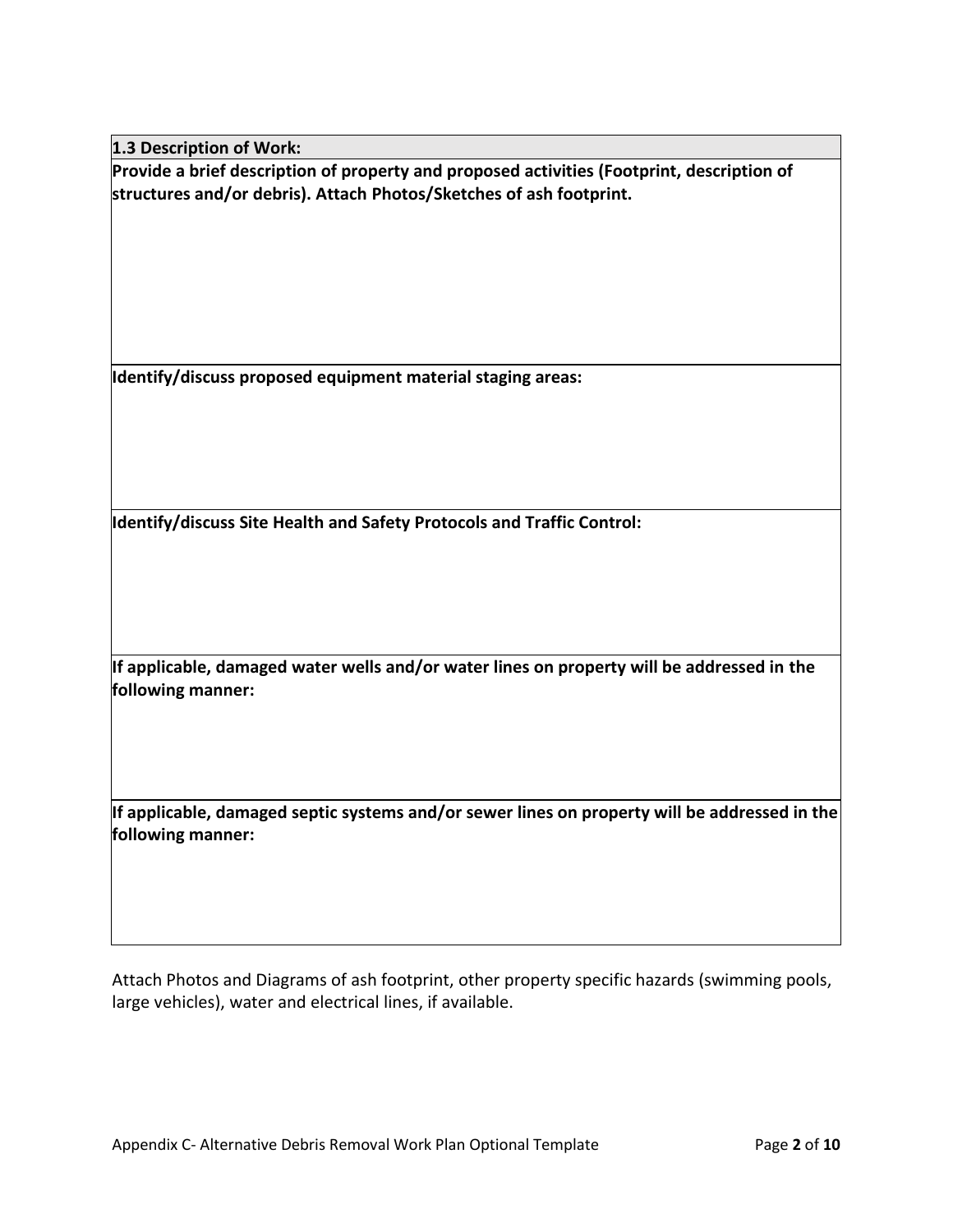| **1.3 Description of Work:** |
| --- |
| **Provide a brief description of property and proposed activities (Footprint, description of structures and/or debris). Attach Photos/Sketches of ash footprint.** |
| **Identify/discuss proposed equipment material staging areas:** |
| **Identify/discuss Site Health and Safety Protocols and Traffic Control:** |
| **If applicable, damaged water wells and/or water lines on property will be addressed in the following manner:** |
| **If applicable, damaged septic systems and/or sewer lines on property will be addressed in the following manner:** |

Attach Photos and Diagrams of ash footprint, other property specific hazards (swimming pools, large vehicles), water and electrical lines, if available.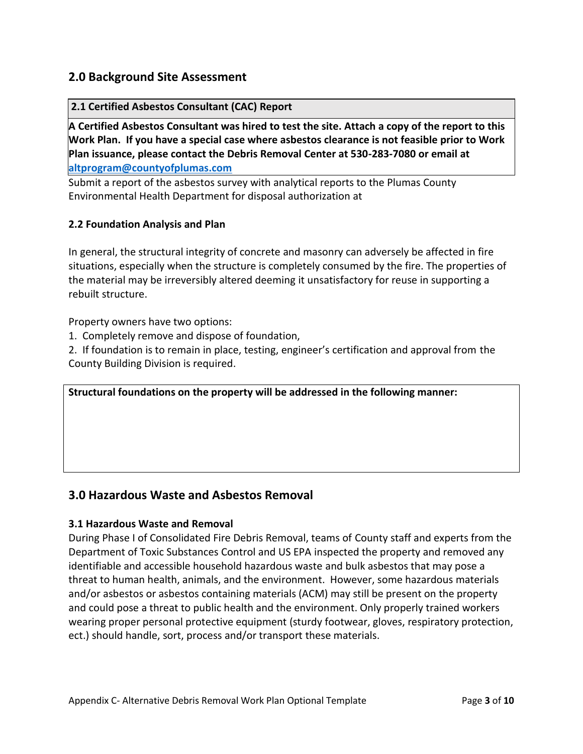## 2.0 Background Site Assessment

| **2.1 Certified Asbestos Consultant (CAC) Report** |
|---|
| **A Certified Asbestos Consultant was hired to test the site. Attach a copy of the report to this Work Plan. If you have a special case where asbestos clearance is not feasible prior to Work Plan issuance, please contact the Debris Removal Center at 530-283-7080 or email at [altprogram@countyofplumas.com](mailto:altprogram@countyofplumas.com)** |

Submit a report of the asbestos survey with analytical reports to the Plumas County Environmental Health Department for disposal authorization at

### 2.2 Foundation Analysis and Plan

In general, the structural integrity of concrete and masonry can adversely be affected in fire situations, especially when the structure is completely consumed by the fire. The properties of the material may be irreversibly altered deeming it unsatisfactory for reuse in supporting a rebuilt structure.

Property owners have two options:

1. Completely remove and dispose of foundation,
2. If foundation is to remain in place, testing, engineer's certification and approval from the County Building Division is required.

| **Structural foundations on the property will be addressed in the following manner:** |
|---|
| |

## 3.0 Hazardous Waste and Asbestos Removal

### 3.1 Hazardous Waste and Removal

During Phase I of Consolidated Fire Debris Removal, teams of County staff and experts from the Department of Toxic Substances Control and US EPA inspected the property and removed any identifiable and accessible household hazardous waste and bulk asbestos that may pose a threat to human health, animals, and the environment. However, some hazardous materials and/or asbestos or asbestos containing materials (ACM) may still be present on the property and could pose a threat to public health and the environment. Only properly trained workers wearing proper personal protective equipment (sturdy footwear, gloves, respiratory protection, ect.) should handle, sort, process and/or transport these materials.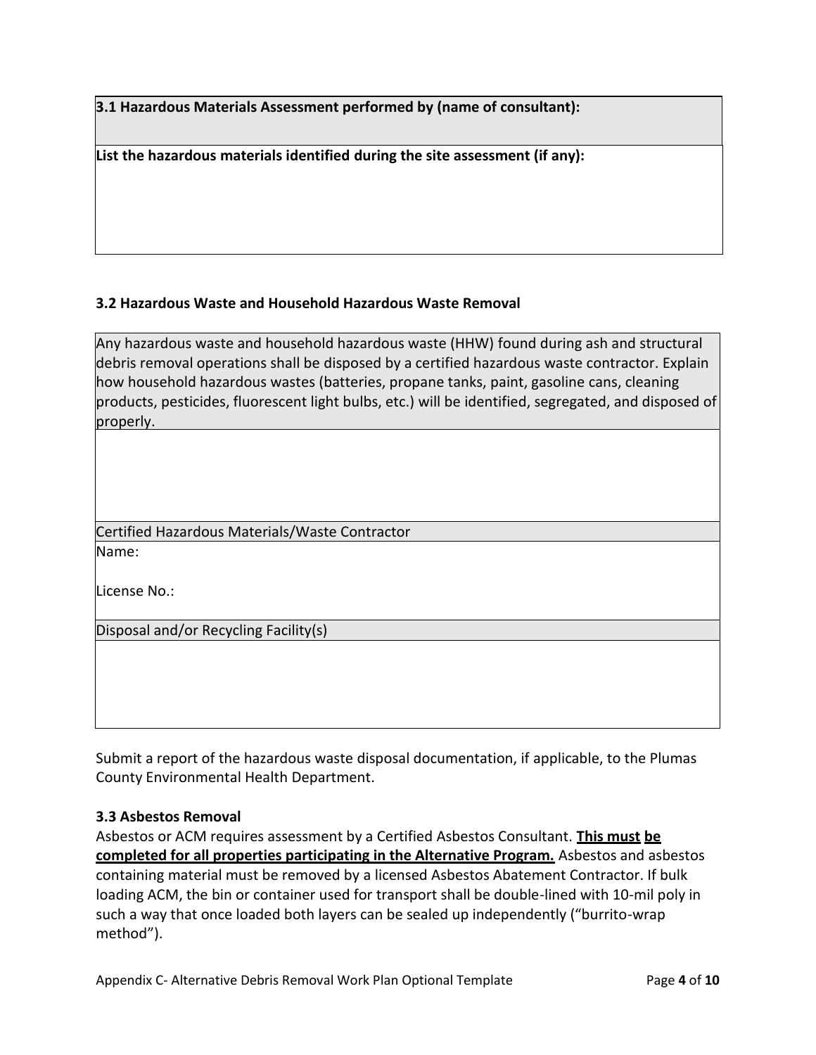**3.1 Hazardous Materials Assessment performed by (name of consultant):**

**List the hazardous materials identified during the site assessment (if any):**

### 3.2 Hazardous Waste and Household Hazardous Waste Removal

| Any hazardous waste and household hazardous waste (HHW) found during ash and structural debris removal operations shall be disposed by a certified hazardous waste contractor. Explain how household hazardous wastes (batteries, propane tanks, paint, gasoline cans, cleaning products, pesticides, fluorescent light bulbs, etc.) will be identified, segregated, and disposed of properly. |
|---|
| |
| Certified Hazardous Materials/Waste Contractor |
| Name:<br><br>License No.: |
| Disposal and/or Recycling Facility(s) |
| |

Submit a report of the hazardous waste disposal documentation, if applicable, to the Plumas County Environmental Health Department.

### 3.3 Asbestos Removal

Asbestos or ACM requires assessment by a Certified Asbestos Consultant. **This must be completed for all properties participating in the Alternative Program.** Asbestos and asbestos containing material must be removed by a licensed Asbestos Abatement Contractor. If bulk loading ACM, the bin or container used for transport shall be double-lined with 10-mil poly in such a way that once loaded both layers can be sealed up independently ("burrito-wrap method").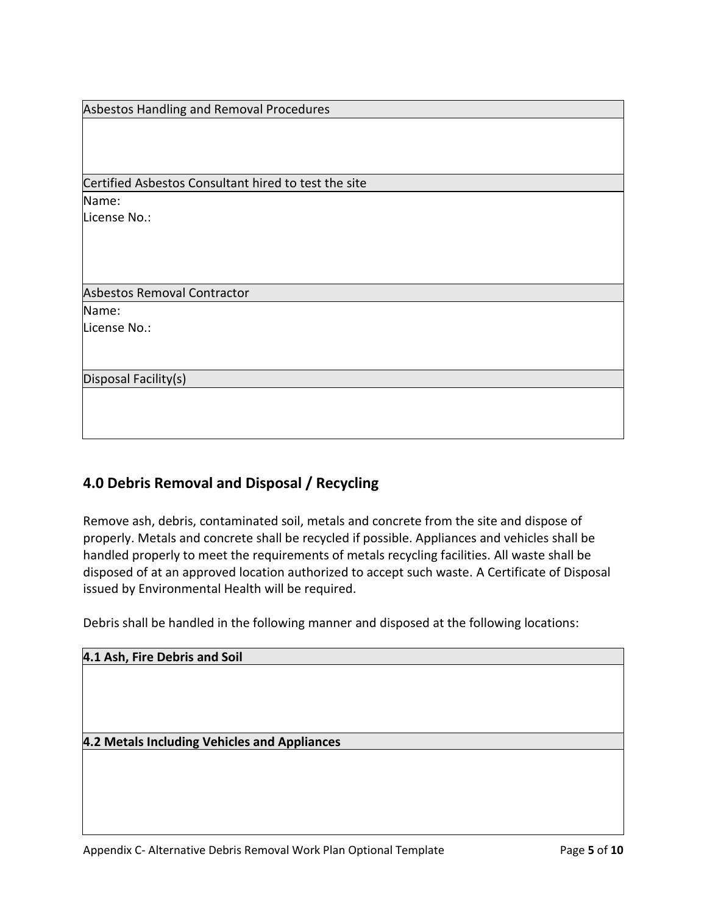| Asbestos Handling and Removal Procedures |
| --- |
| |
| Certified Asbestos Consultant hired to test the site |
| Name:<br>License No.: |
| Asbestos Removal Contractor |
| Name:<br>License No.: |
| Disposal Facility(s) |
| |

## 4.0 Debris Removal and Disposal / Recycling

Remove ash, debris, contaminated soil, metals and concrete from the site and dispose of properly. Metals and concrete shall be recycled if possible. Appliances and vehicles shall be handled properly to meet the requirements of metals recycling facilities. All waste shall be disposed of at an approved location authorized to accept such waste. A Certificate of Disposal issued by Environmental Health will be required.

Debris shall be handled in the following manner and disposed at the following locations:

| **4.1 Ash, Fire Debris and Soil** |
| --- |
| |
| **4.2 Metals Including Vehicles and Appliances** |
| |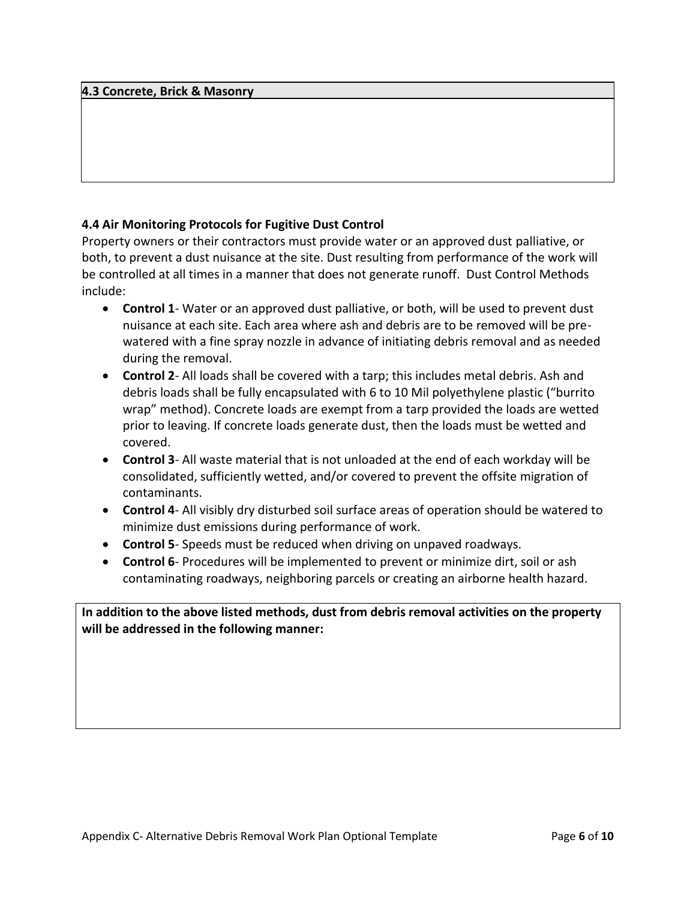| 4.3 Concrete, Brick & Masonry |
| --- |
| |

### 4.4 Air Monitoring Protocols for Fugitive Dust Control

Property owners or their contractors must provide water or an approved dust palliative, or both, to prevent a dust nuisance at the site. Dust resulting from performance of the work will be controlled at all times in a manner that does not generate runoff. Dust Control Methods include:

- **Control 1**- Water or an approved dust palliative, or both, will be used to prevent dust nuisance at each site. Each area where ash and debris are to be removed will be pre-watered with a fine spray nozzle in advance of initiating debris removal and as needed during the removal.
- **Control 2**- All loads shall be covered with a tarp; this includes metal debris. Ash and debris loads shall be fully encapsulated with 6 to 10 Mil polyethylene plastic ("burrito wrap" method). Concrete loads are exempt from a tarp provided the loads are wetted prior to leaving. If concrete loads generate dust, then the loads must be wetted and covered.
- **Control 3**- All waste material that is not unloaded at the end of each workday will be consolidated, sufficiently wetted, and/or covered to prevent the offsite migration of contaminants.
- **Control 4**- All visibly dry disturbed soil surface areas of operation should be watered to minimize dust emissions during performance of work.
- **Control 5**- Speeds must be reduced when driving on unpaved roadways.
- **Control 6**- Procedures will be implemented to prevent or minimize dirt, soil or ash contaminating roadways, neighboring parcels or creating an airborne health hazard.

| **In addition to the above listed methods, dust from debris removal activities on the property will be addressed in the following manner:** |
| --- |
| |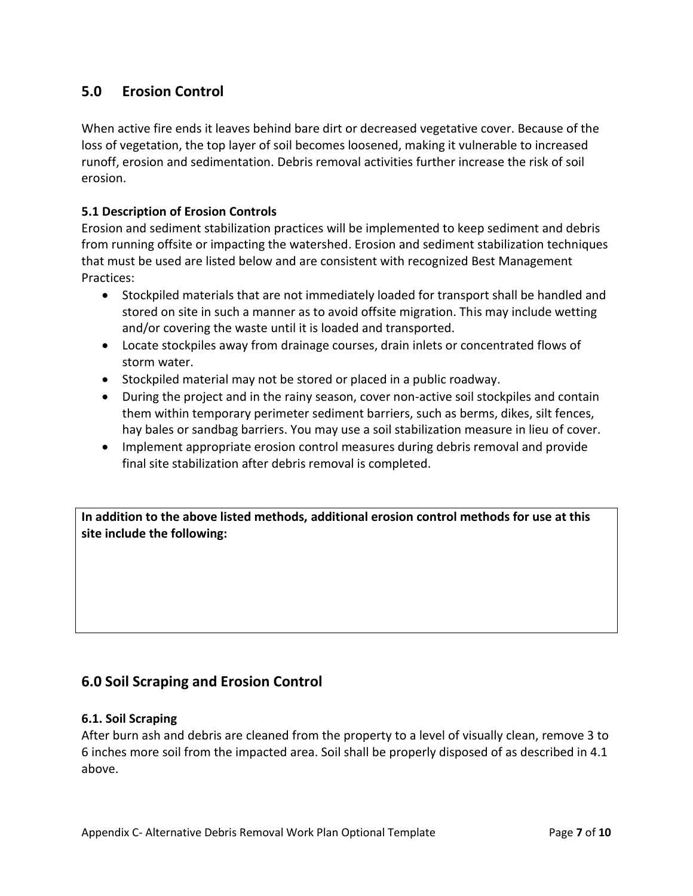## 5.0 Erosion Control

When active fire ends it leaves behind bare dirt or decreased vegetative cover. Because of the loss of vegetation, the top layer of soil becomes loosened, making it vulnerable to increased runoff, erosion and sedimentation. Debris removal activities further increase the risk of soil erosion.

### 5.1 Description of Erosion Controls

Erosion and sediment stabilization practices will be implemented to keep sediment and debris from running offsite or impacting the watershed. Erosion and sediment stabilization techniques that must be used are listed below and are consistent with recognized Best Management Practices:

- Stockpiled materials that are not immediately loaded for transport shall be handled and stored on site in such a manner as to avoid offsite migration. This may include wetting and/or covering the waste until it is loaded and transported.
- Locate stockpiles away from drainage courses, drain inlets or concentrated flows of storm water.
- Stockpiled material may not be stored or placed in a public roadway.
- During the project and in the rainy season, cover non-active soil stockpiles and contain them within temporary perimeter sediment barriers, such as berms, dikes, silt fences, hay bales or sandbag barriers. You may use a soil stabilization measure in lieu of cover.
- Implement appropriate erosion control measures during debris removal and provide final site stabilization after debris removal is completed.

| **In addition to the above listed methods, additional erosion control methods for use at this site include the following:** |
|---|
| |

## 6.0 Soil Scraping and Erosion Control

### 6.1. Soil Scraping

After burn ash and debris are cleaned from the property to a level of visually clean, remove 3 to 6 inches more soil from the impacted area. Soil shall be properly disposed of as described in 4.1 above.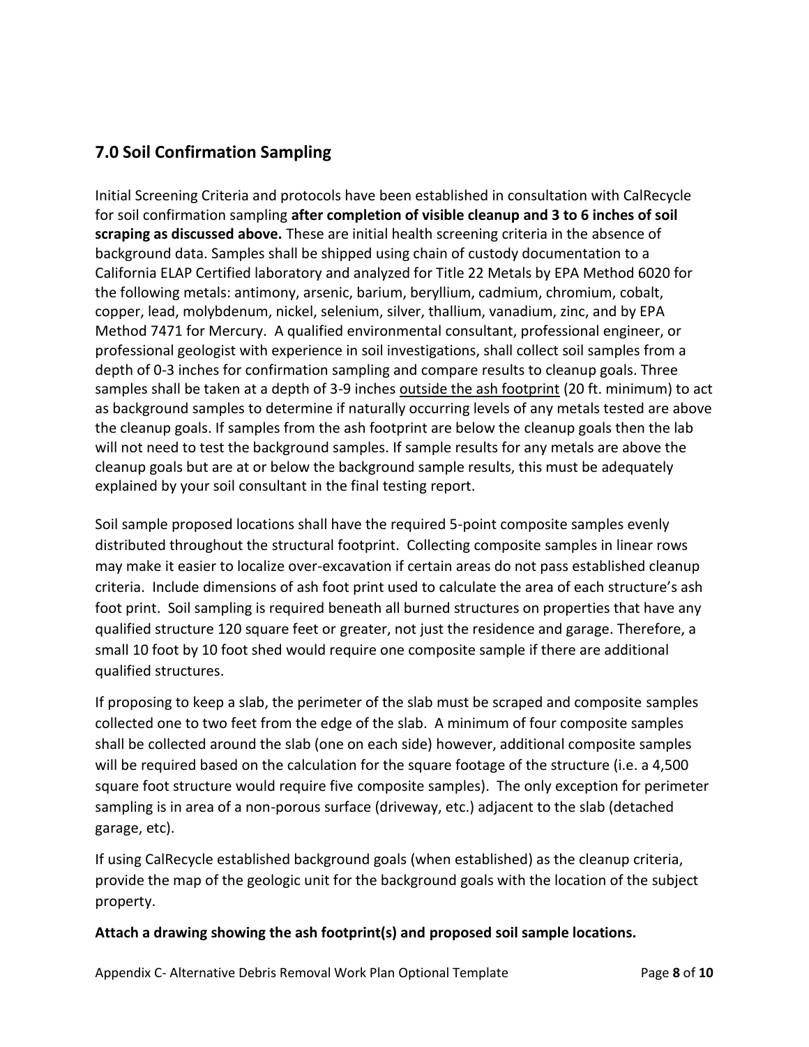## 7.0 Soil Confirmation Sampling

Initial Screening Criteria and protocols have been established in consultation with CalRecycle for soil confirmation sampling **after completion of visible cleanup and 3 to 6 inches of soil scraping as discussed above.** These are initial health screening criteria in the absence of background data. Samples shall be shipped using chain of custody documentation to a California ELAP Certified laboratory and analyzed for Title 22 Metals by EPA Method 6020 for the following metals: antimony, arsenic, barium, beryllium, cadmium, chromium, cobalt, copper, lead, molybdenum, nickel, selenium, silver, thallium, vanadium, zinc, and by EPA Method 7471 for Mercury. A qualified environmental consultant, professional engineer, or professional geologist with experience in soil investigations, shall collect soil samples from a depth of 0-3 inches for confirmation sampling and compare results to cleanup goals. Three samples shall be taken at a depth of 3-9 inches <u>outside the ash footprint</u> (20 ft. minimum) to act as background samples to determine if naturally occurring levels of any metals tested are above the cleanup goals. If samples from the ash footprint are below the cleanup goals then the lab will not need to test the background samples. If sample results for any metals are above the cleanup goals but are at or below the background sample results, this must be adequately explained by your soil consultant in the final testing report.

Soil sample proposed locations shall have the required 5-point composite samples evenly distributed throughout the structural footprint. Collecting composite samples in linear rows may make it easier to localize over-excavation if certain areas do not pass established cleanup criteria. Include dimensions of ash foot print used to calculate the area of each structure's ash foot print. Soil sampling is required beneath all burned structures on properties that have any qualified structure 120 square feet or greater, not just the residence and garage. Therefore, a small 10 foot by 10 foot shed would require one composite sample if there are additional qualified structures.

If proposing to keep a slab, the perimeter of the slab must be scraped and composite samples collected one to two feet from the edge of the slab. A minimum of four composite samples shall be collected around the slab (one on each side) however, additional composite samples will be required based on the calculation for the square footage of the structure (i.e. a 4,500 square foot structure would require five composite samples). The only exception for perimeter sampling is in area of a non-porous surface (driveway, etc.) adjacent to the slab (detached garage, etc).

If using CalRecycle established background goals (when established) as the cleanup criteria, provide the map of the geologic unit for the background goals with the location of the subject property.

**Attach a drawing showing the ash footprint(s) and proposed soil sample locations.**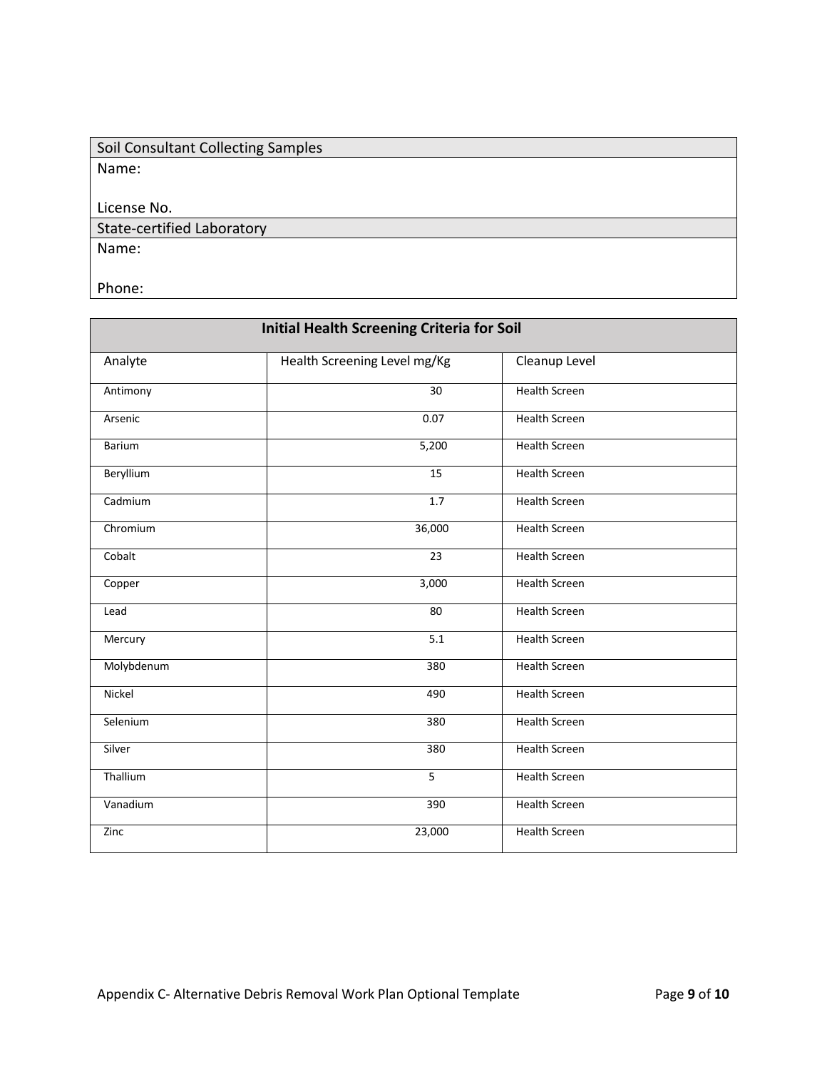| Soil Consultant Collecting Samples |
| --- |
| Name:<br><br>License No. |

| State-certified Laboratory |
| --- |
| Name:<br><br>Phone: |

| Initial Health Screening Criteria for Soil | | |
| --- | --- | --- |
| Analyte | Health Screening Level mg/Kg | Cleanup Level |
| Antimony | 30 | Health Screen |
| Arsenic | 0.07 | Health Screen |
| Barium | 5,200 | Health Screen |
| Beryllium | 15 | Health Screen |
| Cadmium | 1.7 | Health Screen |
| Chromium | 36,000 | Health Screen |
| Cobalt | 23 | Health Screen |
| Copper | 3,000 | Health Screen |
| Lead | 80 | Health Screen |
| Mercury | 5.1 | Health Screen |
| Molybdenum | 380 | Health Screen |
| Nickel | 490 | Health Screen |
| Selenium | 380 | Health Screen |
| Silver | 380 | Health Screen |
| Thallium | 5 | Health Screen |
| Vanadium | 390 | Health Screen |
| Zinc | 23,000 | Health Screen |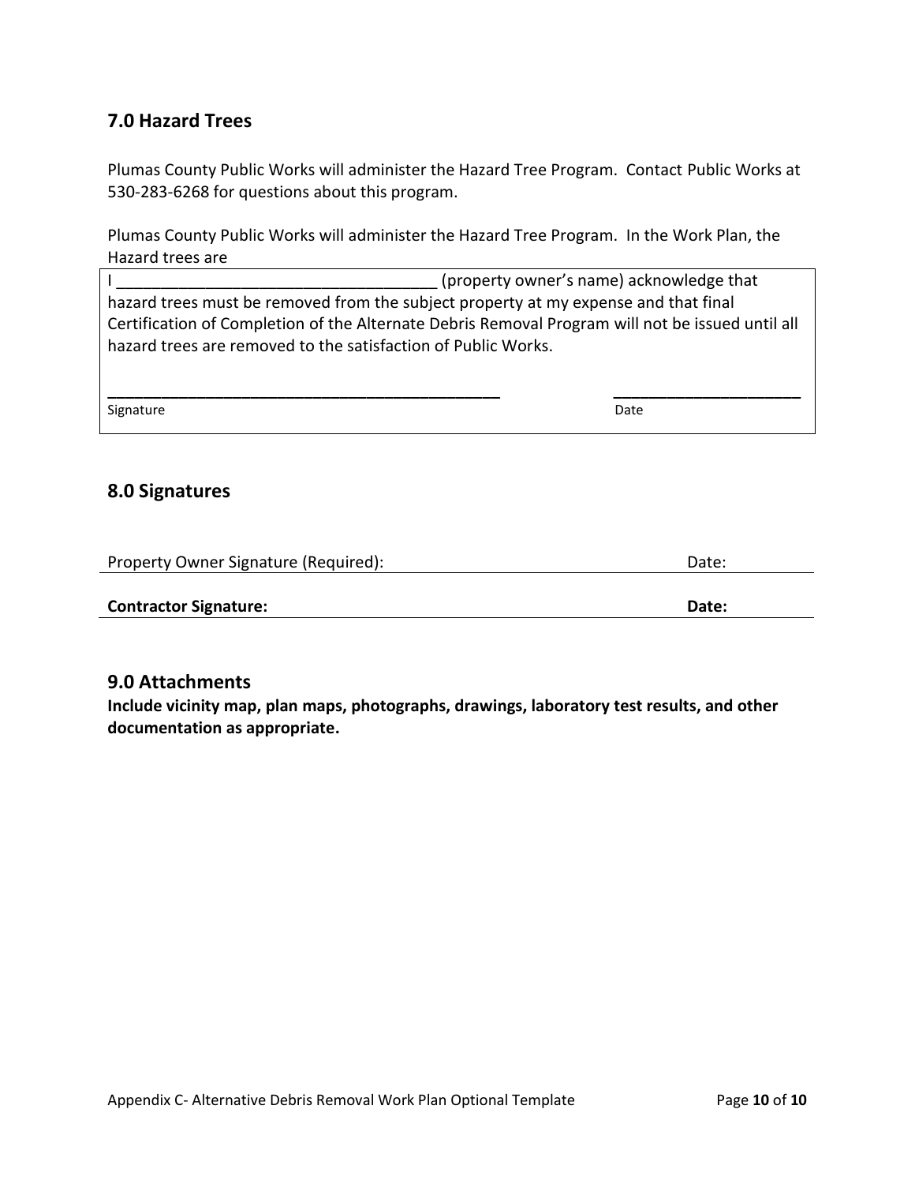## 7.0 Hazard Trees

Plumas County Public Works will administer the Hazard Tree Program. Contact Public Works at 530-283-6268 for questions about this program.

Plumas County Public Works will administer the Hazard Tree Program. In the Work Plan, the Hazard trees are

I ____________________________________ (property owner's name) acknowledge that hazard trees must be removed from the subject property at my expense and that final Certification of Completion of the Alternate Debris Removal Program will not be issued until all hazard trees are removed to the satisfaction of Public Works.

_____________________________________________ Signature

______________________ Date

## 8.0 Signatures

Property Owner Signature (Required): Date:

**Contractor Signature:** **Date:**

## 9.0 Attachments

**Include vicinity map, plan maps, photographs, drawings, laboratory test results, and other documentation as appropriate.**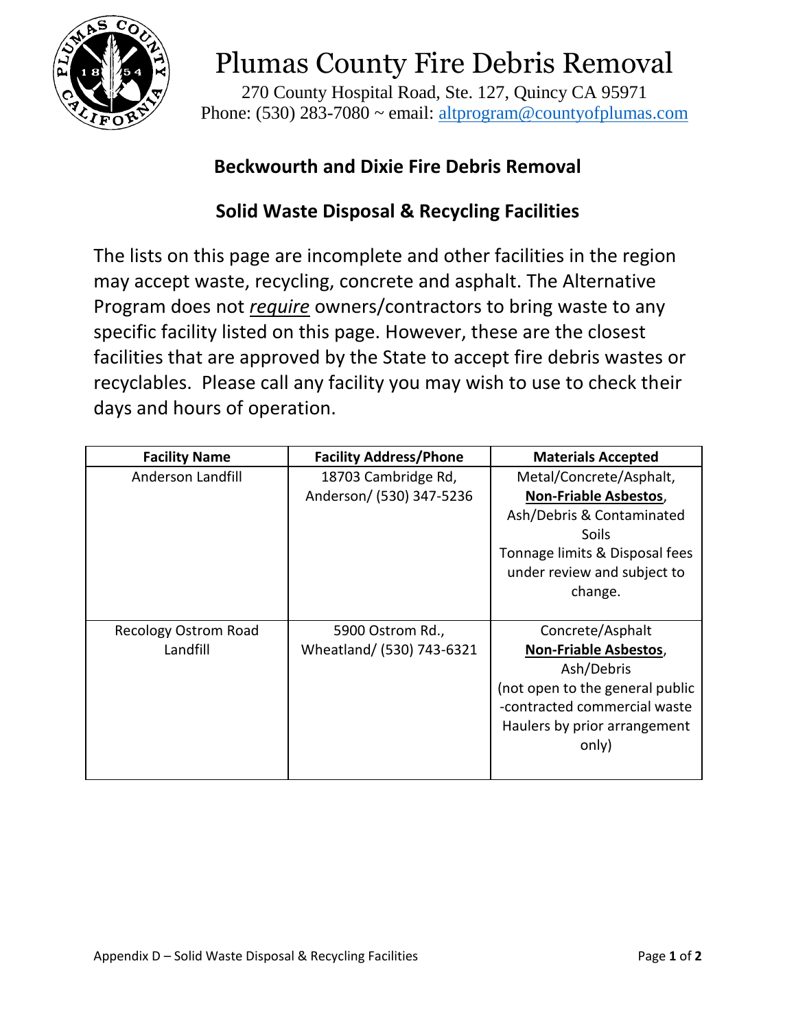# Plumas County Fire Debris Removal

270 County Hospital Road, Ste. 127, Quincy CA 95971
Phone: (530) 283-7080 ~ email: altprogram@countyofplumas.com

## Beckwourth and Dixie Fire Debris Removal

## Solid Waste Disposal & Recycling Facilities

The lists on this page are incomplete and other facilities in the region may accept waste, recycling, concrete and asphalt. The Alternative Program does not *require* owners/contractors to bring waste to any specific facility listed on this page. However, these are the closest facilities that are approved by the State to accept fire debris wastes or recyclables. Please call any facility you may wish to use to check their days and hours of operation.

| Facility Name | Facility Address/Phone | Materials Accepted |
|---|---|---|
| Anderson Landfill | 18703 Cambridge Rd, Anderson/ (530) 347-5236 | Metal/Concrete/Asphalt, **Non-Friable Asbestos**, Ash/Debris & Contaminated Soils<br>Tonnage limits & Disposal fees under review and subject to change. |
| Recology Ostrom Road Landfill | 5900 Ostrom Rd., Wheatland/ (530) 743-6321 | Concrete/Asphalt **Non-Friable Asbestos**, Ash/Debris (not open to the general public -contracted commercial waste Haulers by prior arrangement only) |

Appendix D – Solid Waste Disposal & Recycling Facilities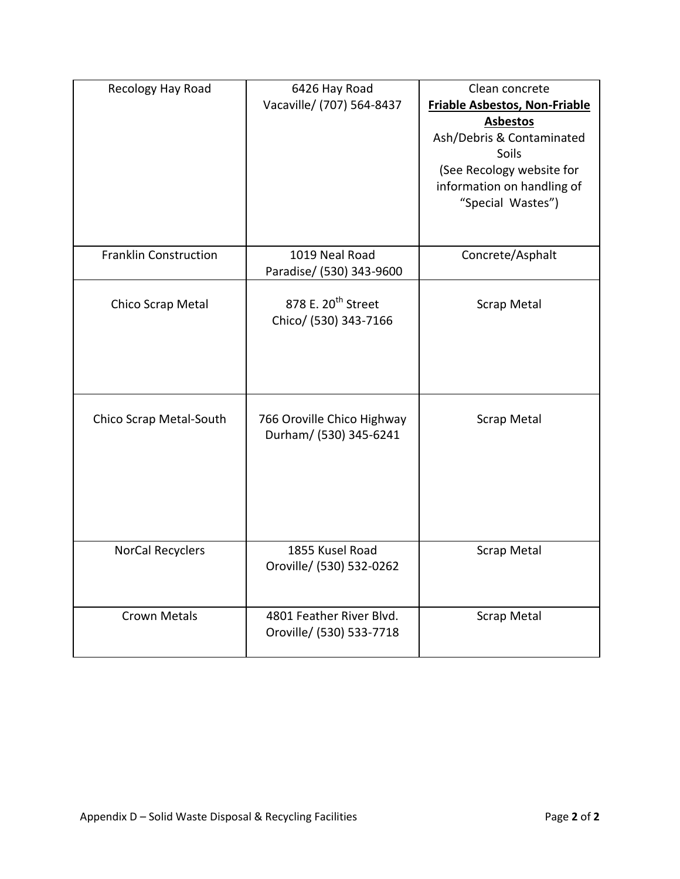| | | |
|---|---|---|
| Recology Hay Road | 6426 Hay Road<br>Vacaville/ (707) 564-8437 | Clean concrete<br>**Friable Asbestos, Non-Friable Asbestos**<br>Ash/Debris & Contaminated Soils<br>(See Recology website for information on handling of "Special Wastes") |
| Franklin Construction | 1019 Neal Road<br>Paradise/ (530) 343-9600 | Concrete/Asphalt |
| Chico Scrap Metal | 878 E. 20th Street<br>Chico/ (530) 343-7166 | Scrap Metal |
| Chico Scrap Metal-South | 766 Oroville Chico Highway<br>Durham/ (530) 345-6241 | Scrap Metal |
| NorCal Recyclers | 1855 Kusel Road<br>Oroville/ (530) 532-0262 | Scrap Metal |
| Crown Metals | 4801 Feather River Blvd.<br>Oroville/ (530) 533-7718 | Scrap Metal |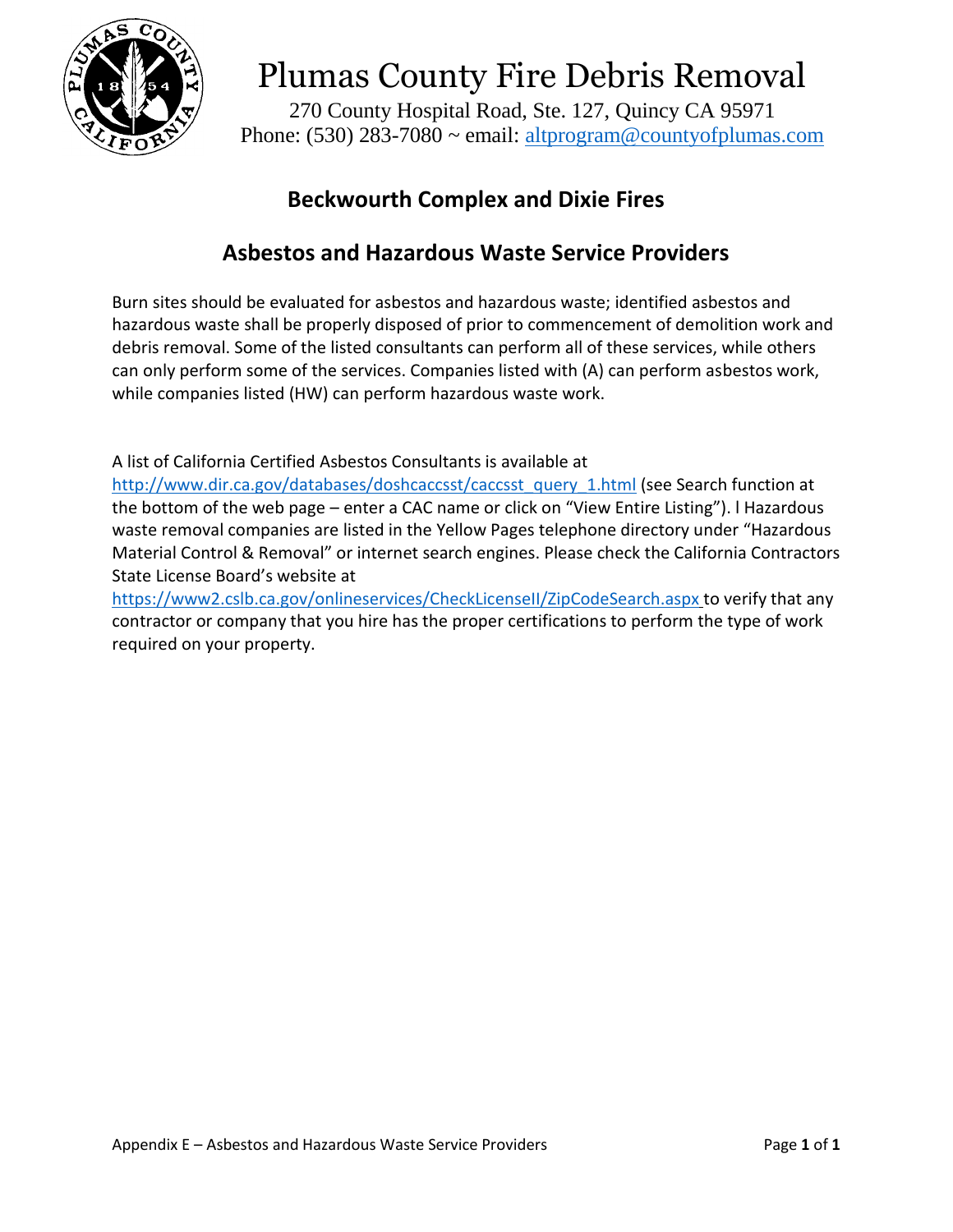# Plumas County Fire Debris Removal

270 County Hospital Road, Ste. 127, Quincy CA 95971
Phone: (530) 283-7080 ~ email: altprogram@countyofplumas.com

## Beckwourth Complex and Dixie Fires

## Asbestos and Hazardous Waste Service Providers

Burn sites should be evaluated for asbestos and hazardous waste; identified asbestos and hazardous waste shall be properly disposed of prior to commencement of demolition work and debris removal. Some of the listed consultants can perform all of these services, while others can only perform some of the services. Companies listed with (A) can perform asbestos work, while companies listed (HW) can perform hazardous waste work.

A list of California Certified Asbestos Consultants is available at http://www.dir.ca.gov/databases/doshcaccsst/caccsst_query_1.html (see Search function at the bottom of the web page – enter a CAC name or click on "View Entire Listing"). l Hazardous waste removal companies are listed in the Yellow Pages telephone directory under "Hazardous Material Control & Removal" or internet search engines. Please check the California Contractors State License Board's website at https://www2.cslb.ca.gov/onlineservices/CheckLicenseII/ZipCodeSearch.aspx to verify that any contractor or company that you hire has the proper certifications to perform the type of work required on your property.

Appendix E – Asbestos and Hazardous Waste Service Providers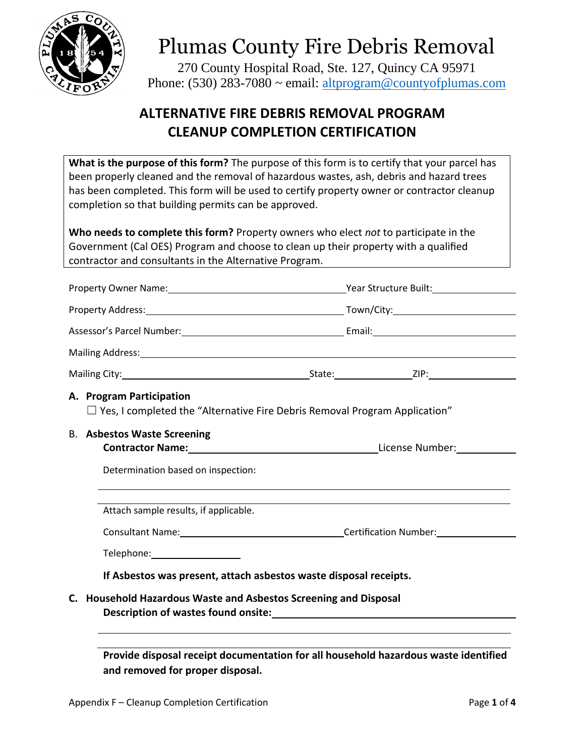# Plumas County Fire Debris Removal

270 County Hospital Road, Ste. 127, Quincy CA 95971
Phone: (530) 283-7080 ~ email: altprogram@countyofplumas.com

## ALTERNATIVE FIRE DEBRIS REMOVAL PROGRAM CLEANUP COMPLETION CERTIFICATION

**What is the purpose of this form?** The purpose of this form is to certify that your parcel has been properly cleaned and the removal of hazardous wastes, ash, debris and hazard trees has been completed. This form will be used to certify property owner or contractor cleanup completion so that building permits can be approved.

**Who needs to complete this form?** Property owners who elect *not* to participate in the Government (Cal OES) Program and choose to clean up their property with a qualified contractor and consultants in the Alternative Program.

Property Owner Name:\_\_\_\_\_\_\_\_\_\_\_\_\_\_\_\_\_\_\_\_\_\_\_\_\_\_\_\_\_\_ Year Structure Built:\_\_\_\_\_\_\_\_\_\_\_\_\_\_

Property Address:\_\_\_\_\_\_\_\_\_\_\_\_\_\_\_\_\_\_\_\_\_\_\_\_\_\_\_\_\_\_\_\_\_\_ Town/City:\_\_\_\_\_\_\_\_\_\_\_\_\_\_\_\_\_\_\_\_

Assessor's Parcel Number:\_\_\_\_\_\_\_\_\_\_\_\_\_\_\_\_\_\_\_\_\_\_\_\_\_\_\_\_ Email:\_\_\_\_\_\_\_\_\_\_\_\_\_\_\_\_\_\_\_\_\_\_\_\_

Mailing Address:\_\_\_\_\_\_\_\_\_\_\_\_\_\_\_\_\_\_\_\_\_\_\_\_\_\_\_\_\_\_\_\_\_\_\_\_\_\_\_\_\_\_\_\_\_\_\_\_\_\_\_\_\_\_\_\_\_\_\_\_\_\_

Mailing City:\_\_\_\_\_\_\_\_\_\_\_\_\_\_\_\_\_\_\_\_\_\_\_\_\_\_\_\_\_\_\_\_\_\_ State:\_\_\_\_\_\_\_\_\_\_\_\_\_ ZIP:\_\_\_\_\_\_\_\_\_\_\_\_\_\_\_

**A. Program Participation**

☐ Yes, I completed the "Alternative Fire Debris Removal Program Application"

**B. Asbestos Waste Screening**

**Contractor Name:**\_\_\_\_\_\_\_\_\_\_\_\_\_\_\_\_\_\_\_\_\_\_\_\_\_\_\_\_\_\_\_\_ License Number:\_\_\_\_\_\_\_\_\_\_

Determination based on inspection:

\_\_\_\_\_\_\_\_\_\_\_\_\_\_\_\_\_\_\_\_\_\_\_\_\_\_\_\_\_\_\_\_\_\_\_\_\_\_\_\_\_\_\_\_\_\_\_\_\_\_\_\_\_\_\_\_\_\_\_\_\_\_\_\_\_\_\_\_\_\_

\_\_\_\_\_\_\_\_\_\_\_\_\_\_\_\_\_\_\_\_\_\_\_\_\_\_\_\_\_\_\_\_\_\_\_\_\_\_\_\_\_\_\_\_\_\_\_\_\_\_\_\_\_\_\_\_\_\_\_\_\_\_\_\_\_\_\_\_\_\_

Attach sample results, if applicable.

Consultant Name:\_\_\_\_\_\_\_\_\_\_\_\_\_\_\_\_\_\_\_\_\_\_\_\_\_\_\_\_\_\_ Certification Number:\_\_\_\_\_\_\_\_\_\_\_\_\_\_

Telephone:\_\_\_\_\_\_\_\_\_\_\_\_\_\_\_\_

**If Asbestos was present, attach asbestos waste disposal receipts.**

**C. Household Hazardous Waste and Asbestos Screening and Disposal**

**Description of wastes found onsite:**\_\_\_\_\_\_\_\_\_\_\_\_\_\_\_\_\_\_\_\_\_\_\_\_\_\_\_\_\_\_\_\_\_\_\_\_\_\_\_\_

\_\_\_\_\_\_\_\_\_\_\_\_\_\_\_\_\_\_\_\_\_\_\_\_\_\_\_\_\_\_\_\_\_\_\_\_\_\_\_\_\_\_\_\_\_\_\_\_\_\_\_\_\_\_\_\_\_\_\_\_\_\_\_\_\_\_\_\_\_\_

\_\_\_\_\_\_\_\_\_\_\_\_\_\_\_\_\_\_\_\_\_\_\_\_\_\_\_\_\_\_\_\_\_\_\_\_\_\_\_\_\_\_\_\_\_\_\_\_\_\_\_\_\_\_\_\_\_\_\_\_\_\_\_\_\_\_\_\_\_\_

**Provide disposal receipt documentation for all household hazardous waste identified and removed for proper disposal.**

Appendix F – Cleanup Completion Certification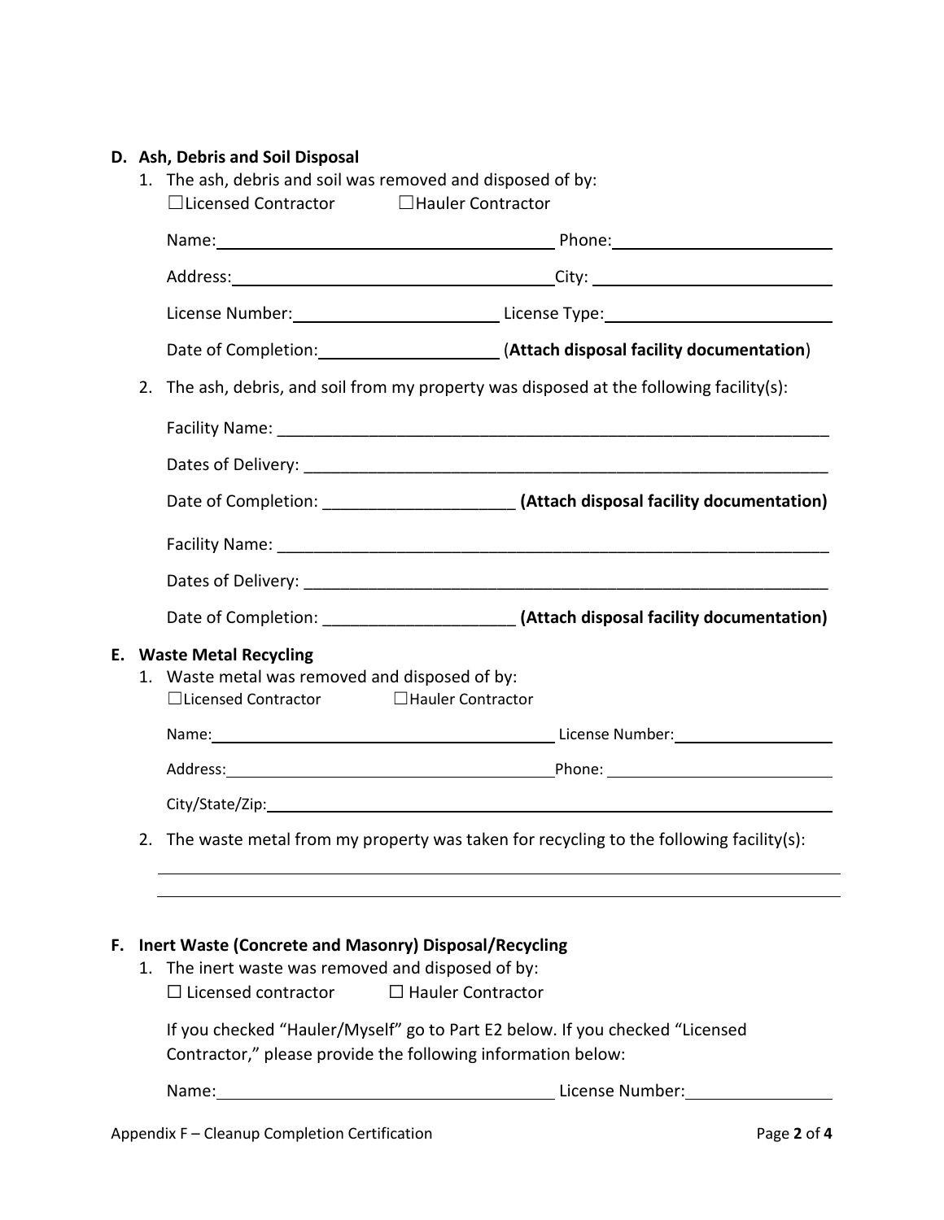**D. Ash, Debris and Soil Disposal**

1. The ash, debris and soil was removed and disposed of by:
   ☐Licensed Contractor ☐Hauler Contractor

   Name:____________________ Phone:____________________

   Address:____________________ City: ____________________

   License Number:____________________ License Type:____________________

   Date of Completion:____________________ (**Attach disposal facility documentation**)

2. The ash, debris, and soil from my property was disposed at the following facility(s):

   Facility Name: ____________________

   Dates of Delivery: ____________________

   Date of Completion: ____________________ **(Attach disposal facility documentation)**

   Facility Name: ____________________

   Dates of Delivery: ____________________

   Date of Completion: ____________________ **(Attach disposal facility documentation)**

**E. Waste Metal Recycling**

1. Waste metal was removed and disposed of by:
   ☐Licensed Contractor ☐Hauler Contractor

   Name:____________________ License Number:____________________

   Address:____________________ Phone: ____________________

   City/State/Zip:____________________

2. The waste metal from my property was taken for recycling to the following facility(s):

   ____________________

   ____________________

**F. Inert Waste (Concrete and Masonry) Disposal/Recycling**

1. The inert waste was removed and disposed of by:
   ☐ Licensed contractor ☐ Hauler Contractor

   If you checked "Hauler/Myself" go to Part E2 below. If you checked "Licensed Contractor," please provide the following information below:

   Name:____________________ License Number:____________________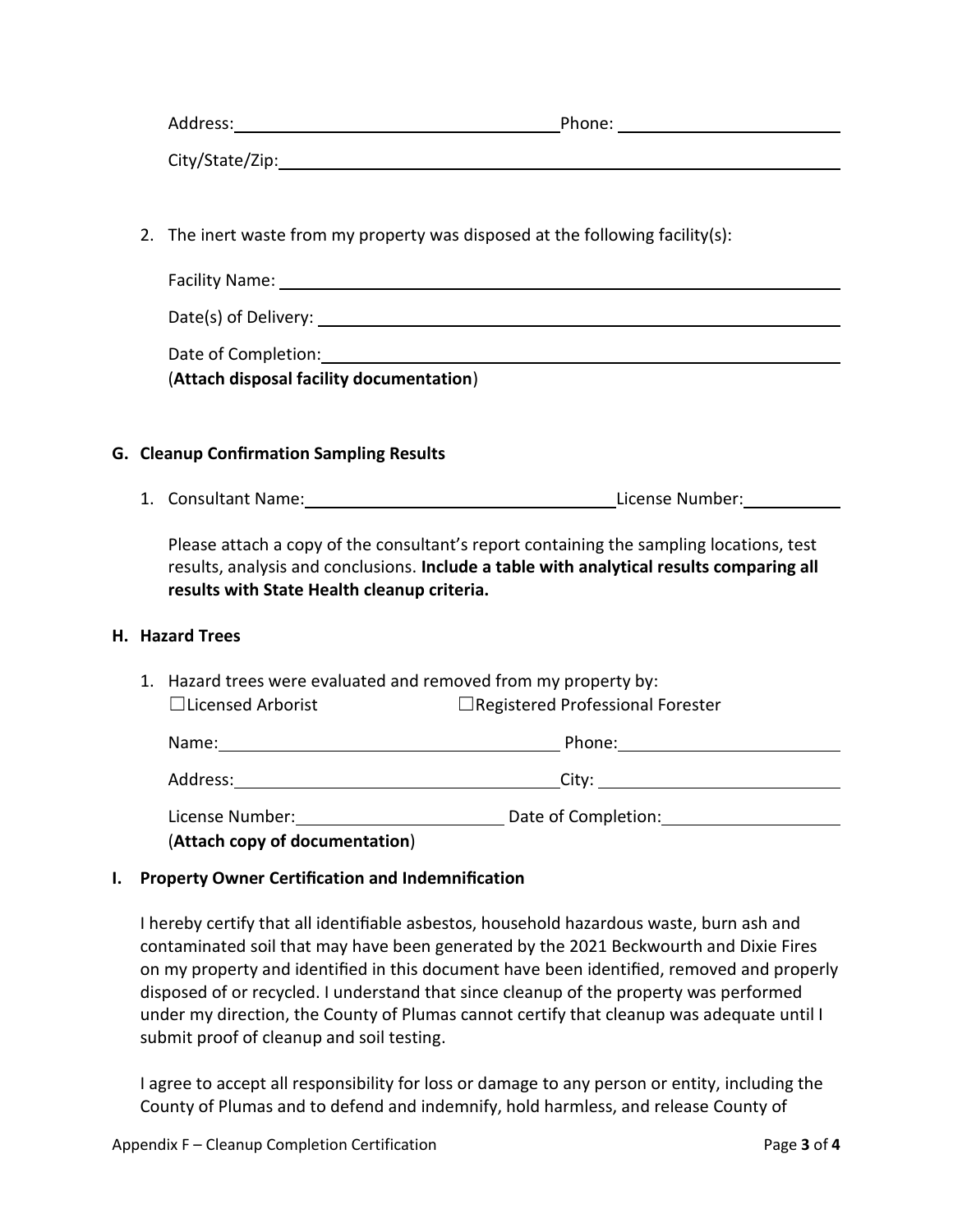Address: ______________________________ Phone: ____________________

City/State/Zip: ______________________________________________

2. The inert waste from my property was disposed at the following facility(s):

   Facility Name: ______________________________________________

   Date(s) of Delivery: ______________________________________________

   Date of Completion: ______________________________________________

   (**Attach disposal facility documentation**)

**G. Cleanup Confirmation Sampling Results**

1. Consultant Name: ______________________________ License Number: __________

   Please attach a copy of the consultant's report containing the sampling locations, test results, analysis and conclusions. **Include a table with analytical results comparing all results with State Health cleanup criteria.**

**H. Hazard Trees**

1. Hazard trees were evaluated and removed from my property by:

   ☐Licensed Arborist ☐Registered Professional Forester

   Name: ______________________________ Phone: ____________________

   Address: ______________________________ City: ____________________

   License Number: ____________________ Date of Completion: ____________________

   (**Attach copy of documentation**)

**I. Property Owner Certification and Indemnification**

I hereby certify that all identifiable asbestos, household hazardous waste, burn ash and contaminated soil that may have been generated by the 2021 Beckwourth and Dixie Fires on my property and identified in this document have been identified, removed and properly disposed of or recycled. I understand that since cleanup of the property was performed under my direction, the County of Plumas cannot certify that cleanup was adequate until I submit proof of cleanup and soil testing.

I agree to accept all responsibility for loss or damage to any person or entity, including the County of Plumas and to defend and indemnify, hold harmless, and release County of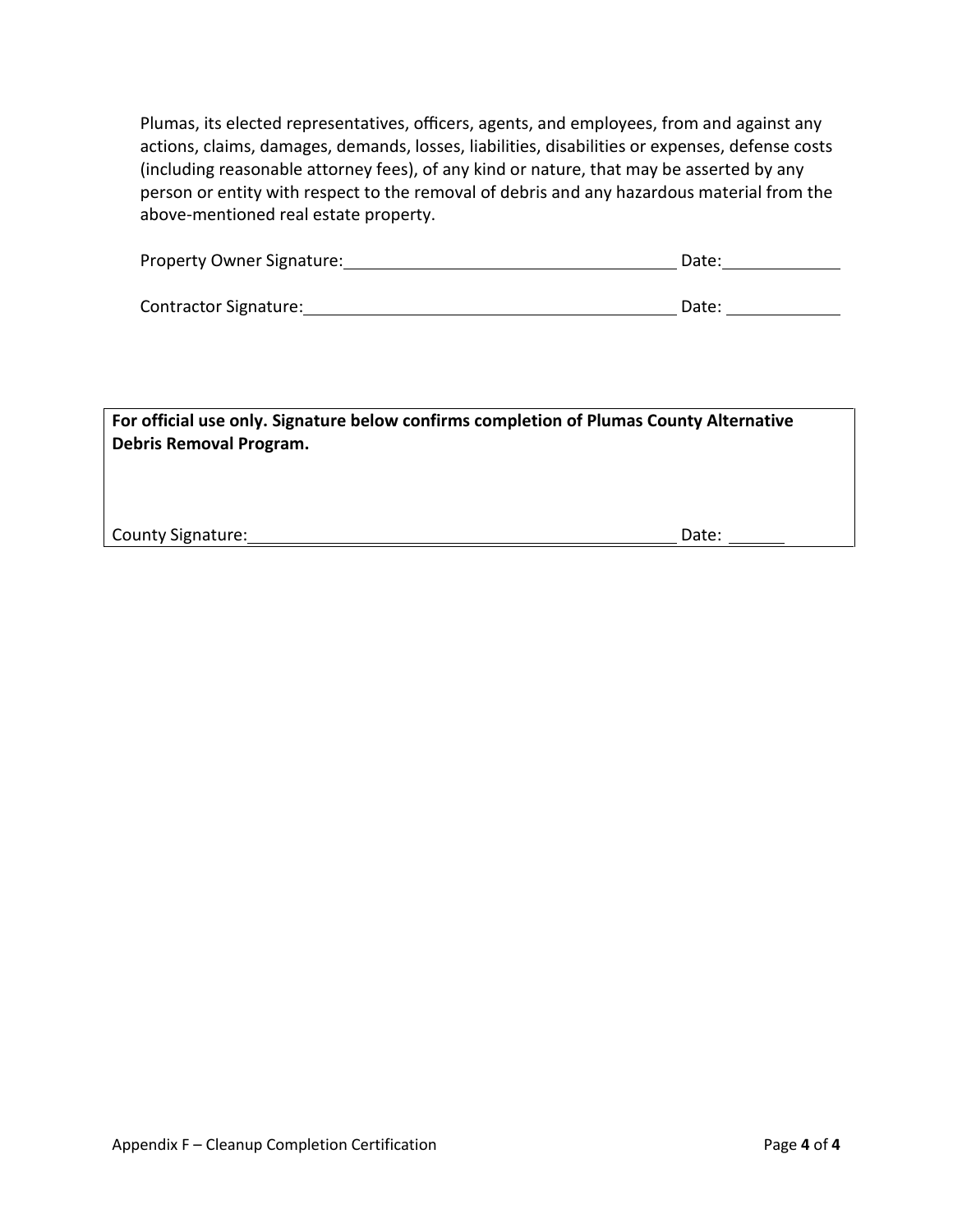Plumas, its elected representatives, officers, agents, and employees, from and against any actions, claims, damages, demands, losses, liabilities, disabilities or expenses, defense costs (including reasonable attorney fees), of any kind or nature, that may be asserted by any person or entity with respect to the removal of debris and any hazardous material from the above-mentioned real estate property.

Property Owner Signature:\_\_\_\_\_\_\_\_\_\_\_\_\_\_\_\_\_\_\_\_\_\_\_\_\_\_\_\_\_\_\_\_\_\_\_\_ Date:\_\_\_\_\_\_\_\_\_\_\_\_

Contractor Signature:\_\_\_\_\_\_\_\_\_\_\_\_\_\_\_\_\_\_\_\_\_\_\_\_\_\_\_\_\_\_\_\_\_\_\_\_\_\_\_\_ Date: \_\_\_\_\_\_\_\_\_\_\_\_

| |
|---|
| **For official use only. Signature below confirms completion of Plumas County Alternative Debris Removal Program.** |
| County Signature:\_\_\_\_\_\_\_\_\_\_\_\_\_\_\_\_\_\_\_\_\_\_\_\_\_\_\_\_\_\_\_\_\_\_\_\_\_\_\_\_\_\_\_\_\_\_ Date: \_\_\_\_\_\_ |